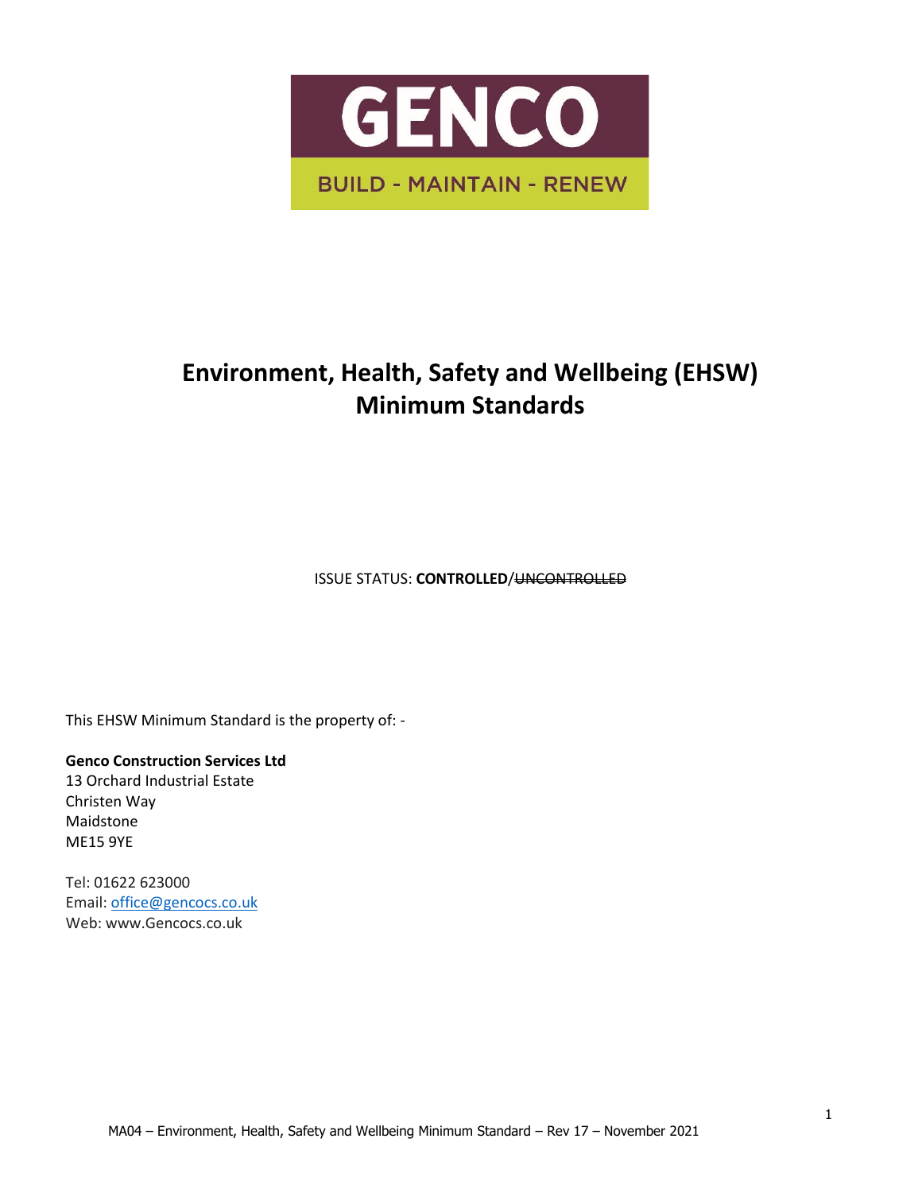GENCO

BUILD - MAINTAIN - RENEW

# Environment, Health, Safety and Wellbeing (EHSW) Minimum Standards

ISSUE STATUS: **CONTROLLED**/~~UNCONTROLLED~~

This EHSW Minimum Standard is the property of: -

**Genco Construction Services Ltd**
13 Orchard Industrial Estate
Christen Way
Maidstone
ME15 9YE

Tel: 01622 623000
Email: office@gencocs.co.uk
Web: www.Gencocs.co.uk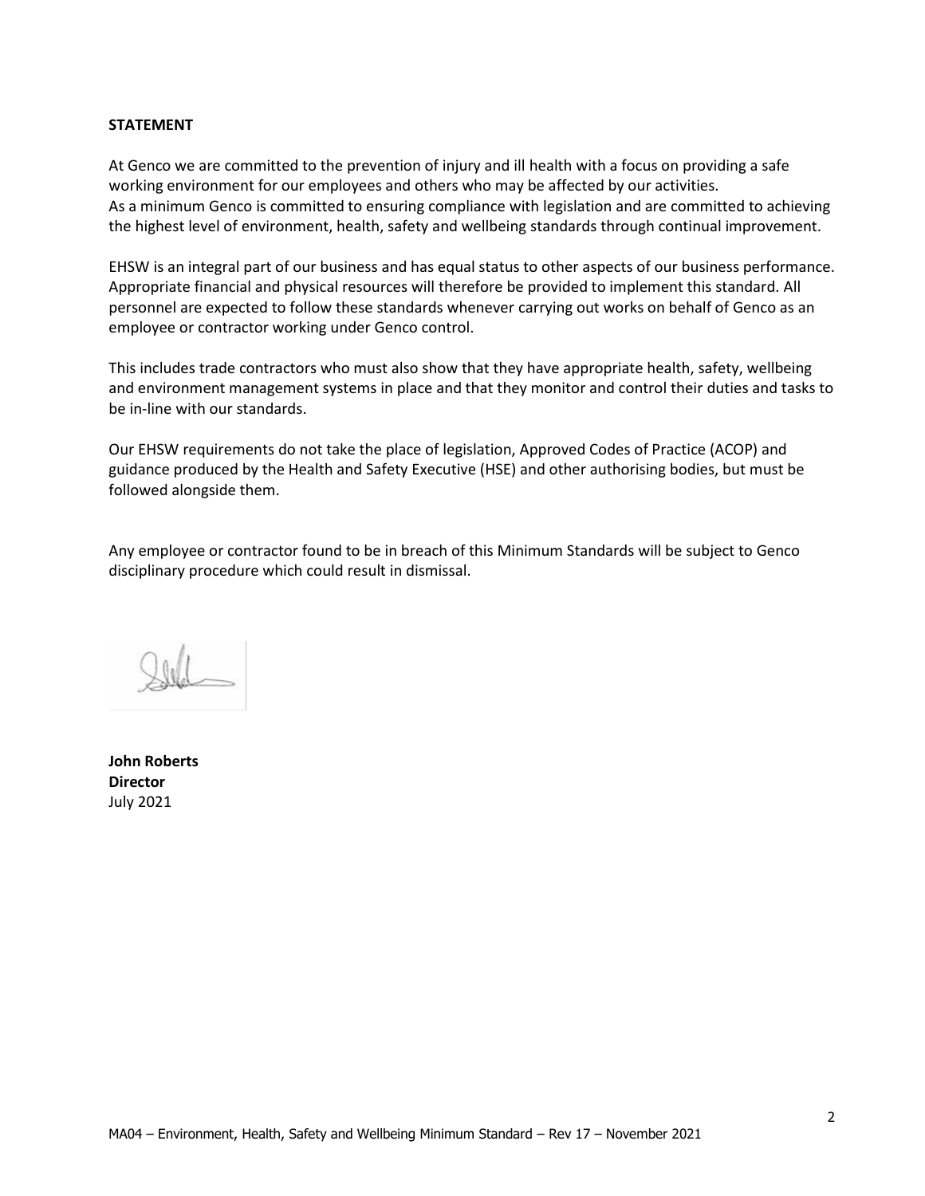**STATEMENT**

At Genco we are committed to the prevention of injury and ill health with a focus on providing a safe working environment for our employees and others who may be affected by our activities.
As a minimum Genco is committed to ensuring compliance with legislation and are committed to achieving the highest level of environment, health, safety and wellbeing standards through continual improvement.

EHSW is an integral part of our business and has equal status to other aspects of our business performance. Appropriate financial and physical resources will therefore be provided to implement this standard. All personnel are expected to follow these standards whenever carrying out works on behalf of Genco as an employee or contractor working under Genco control.

This includes trade contractors who must also show that they have appropriate health, safety, wellbeing and environment management systems in place and that they monitor and control their duties and tasks to be in-line with our standards.

Our EHSW requirements do not take the place of legislation, Approved Codes of Practice (ACOP) and guidance produced by the Health and Safety Executive (HSE) and other authorising bodies, but must be followed alongside them.

Any employee or contractor found to be in breach of this Minimum Standards will be subject to Genco disciplinary procedure which could result in dismissal.

**John Roberts**
**Director**
July 2021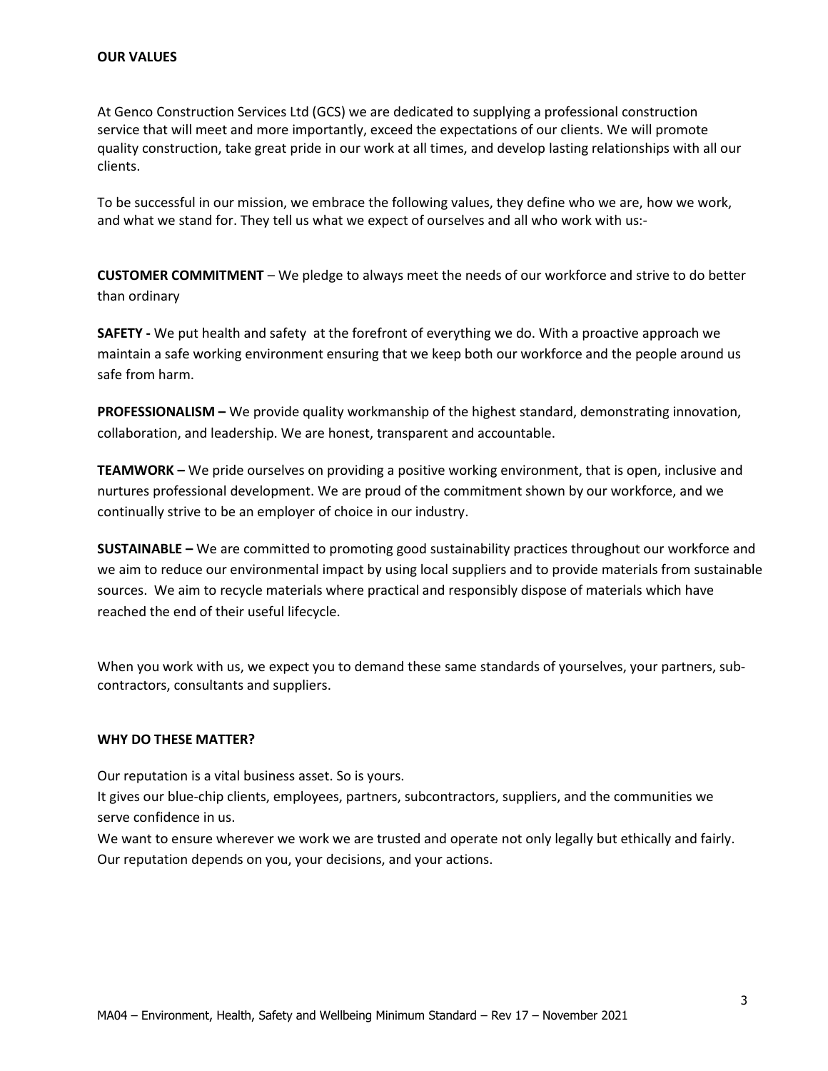## OUR VALUES

At Genco Construction Services Ltd (GCS) we are dedicated to supplying a professional construction service that will meet and more importantly, exceed the expectations of our clients. We will promote quality construction, take great pride in our work at all times, and develop lasting relationships with all our clients.

To be successful in our mission, we embrace the following values, they define who we are, how we work, and what we stand for. They tell us what we expect of ourselves and all who work with us:-

**CUSTOMER COMMITMENT** – We pledge to always meet the needs of our workforce and strive to do better than ordinary

**SAFETY -** We put health and safety at the forefront of everything we do. With a proactive approach we maintain a safe working environment ensuring that we keep both our workforce and the people around us safe from harm.

**PROFESSIONALISM –** We provide quality workmanship of the highest standard, demonstrating innovation, collaboration, and leadership. We are honest, transparent and accountable.

**TEAMWORK –** We pride ourselves on providing a positive working environment, that is open, inclusive and nurtures professional development. We are proud of the commitment shown by our workforce, and we continually strive to be an employer of choice in our industry.

**SUSTAINABLE –** We are committed to promoting good sustainability practices throughout our workforce and we aim to reduce our environmental impact by using local suppliers and to provide materials from sustainable sources. We aim to recycle materials where practical and responsibly dispose of materials which have reached the end of their useful lifecycle.

When you work with us, we expect you to demand these same standards of yourselves, your partners, sub-contractors, consultants and suppliers.

## WHY DO THESE MATTER?

Our reputation is a vital business asset. So is yours.
It gives our blue-chip clients, employees, partners, subcontractors, suppliers, and the communities we serve confidence in us.
We want to ensure wherever we work we are trusted and operate not only legally but ethically and fairly.
Our reputation depends on you, your decisions, and your actions.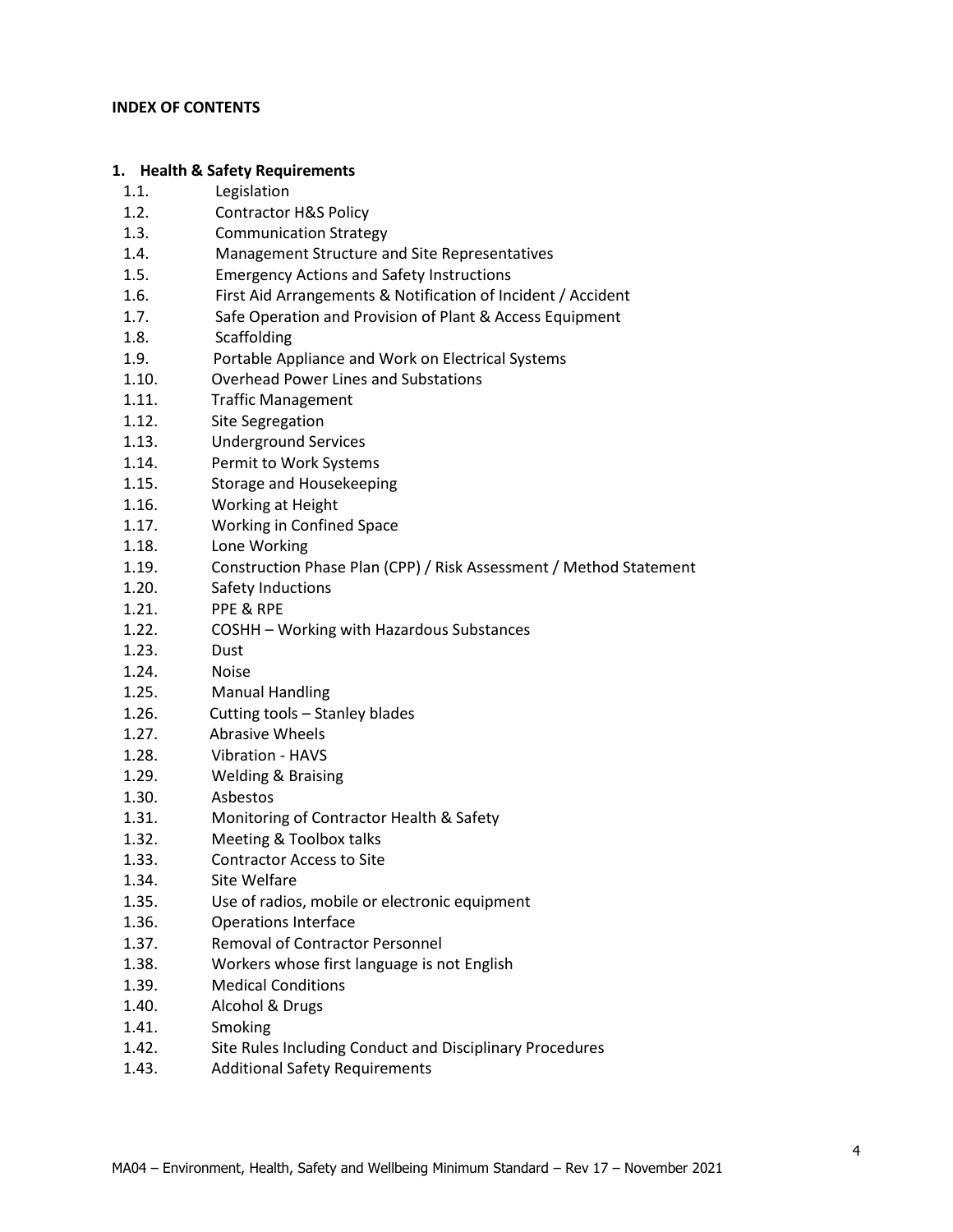**INDEX OF CONTENTS**

**1. Health & Safety Requirements**

- 1.1. Legislation
- 1.2. Contractor H&S Policy
- 1.3. Communication Strategy
- 1.4. Management Structure and Site Representatives
- 1.5. Emergency Actions and Safety Instructions
- 1.6. First Aid Arrangements & Notification of Incident / Accident
- 1.7. Safe Operation and Provision of Plant & Access Equipment
- 1.8. Scaffolding
- 1.9. Portable Appliance and Work on Electrical Systems
- 1.10. Overhead Power Lines and Substations
- 1.11. Traffic Management
- 1.12. Site Segregation
- 1.13. Underground Services
- 1.14. Permit to Work Systems
- 1.15. Storage and Housekeeping
- 1.16. Working at Height
- 1.17. Working in Confined Space
- 1.18. Lone Working
- 1.19. Construction Phase Plan (CPP) / Risk Assessment / Method Statement
- 1.20. Safety Inductions
- 1.21. PPE & RPE
- 1.22. COSHH – Working with Hazardous Substances
- 1.23. Dust
- 1.24. Noise
- 1.25. Manual Handling
- 1.26. Cutting tools – Stanley blades
- 1.27. Abrasive Wheels
- 1.28. Vibration - HAVS
- 1.29. Welding & Braising
- 1.30. Asbestos
- 1.31. Monitoring of Contractor Health & Safety
- 1.32. Meeting & Toolbox talks
- 1.33. Contractor Access to Site
- 1.34. Site Welfare
- 1.35. Use of radios, mobile or electronic equipment
- 1.36. Operations Interface
- 1.37. Removal of Contractor Personnel
- 1.38. Workers whose first language is not English
- 1.39. Medical Conditions
- 1.40. Alcohol & Drugs
- 1.41. Smoking
- 1.42. Site Rules Including Conduct and Disciplinary Procedures
- 1.43. Additional Safety Requirements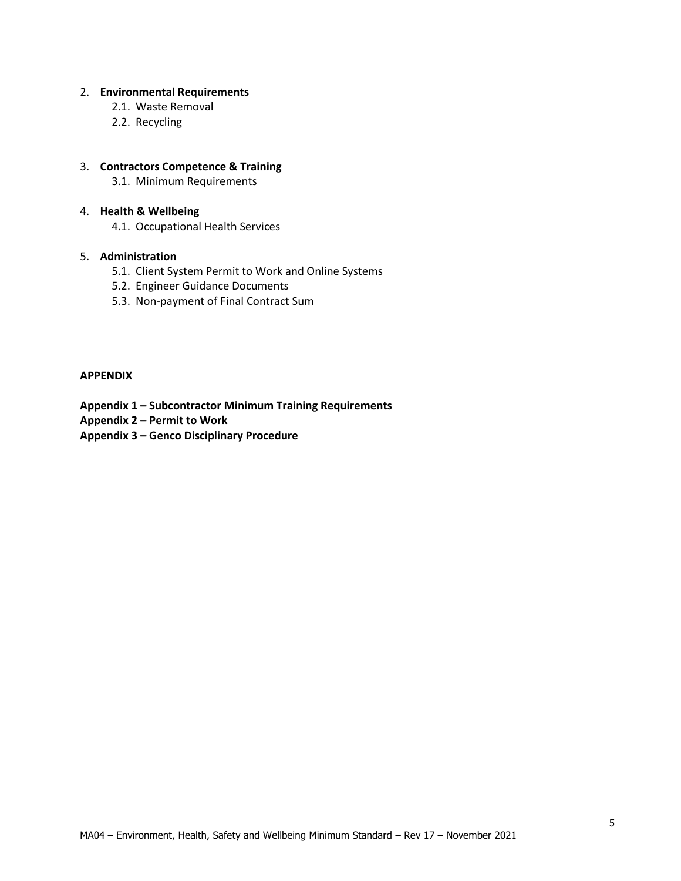2. **Environmental Requirements**
    2.1. Waste Removal
    2.2. Recycling

3. **Contractors Competence & Training**
    3.1. Minimum Requirements

4. **Health & Wellbeing**
    4.1. Occupational Health Services

5. **Administration**
    5.1. Client System Permit to Work and Online Systems
    5.2. Engineer Guidance Documents
    5.3. Non-payment of Final Contract Sum

**APPENDIX**

**Appendix 1 – Subcontractor Minimum Training Requirements**
**Appendix 2 – Permit to Work**
**Appendix 3 – Genco Disciplinary Procedure**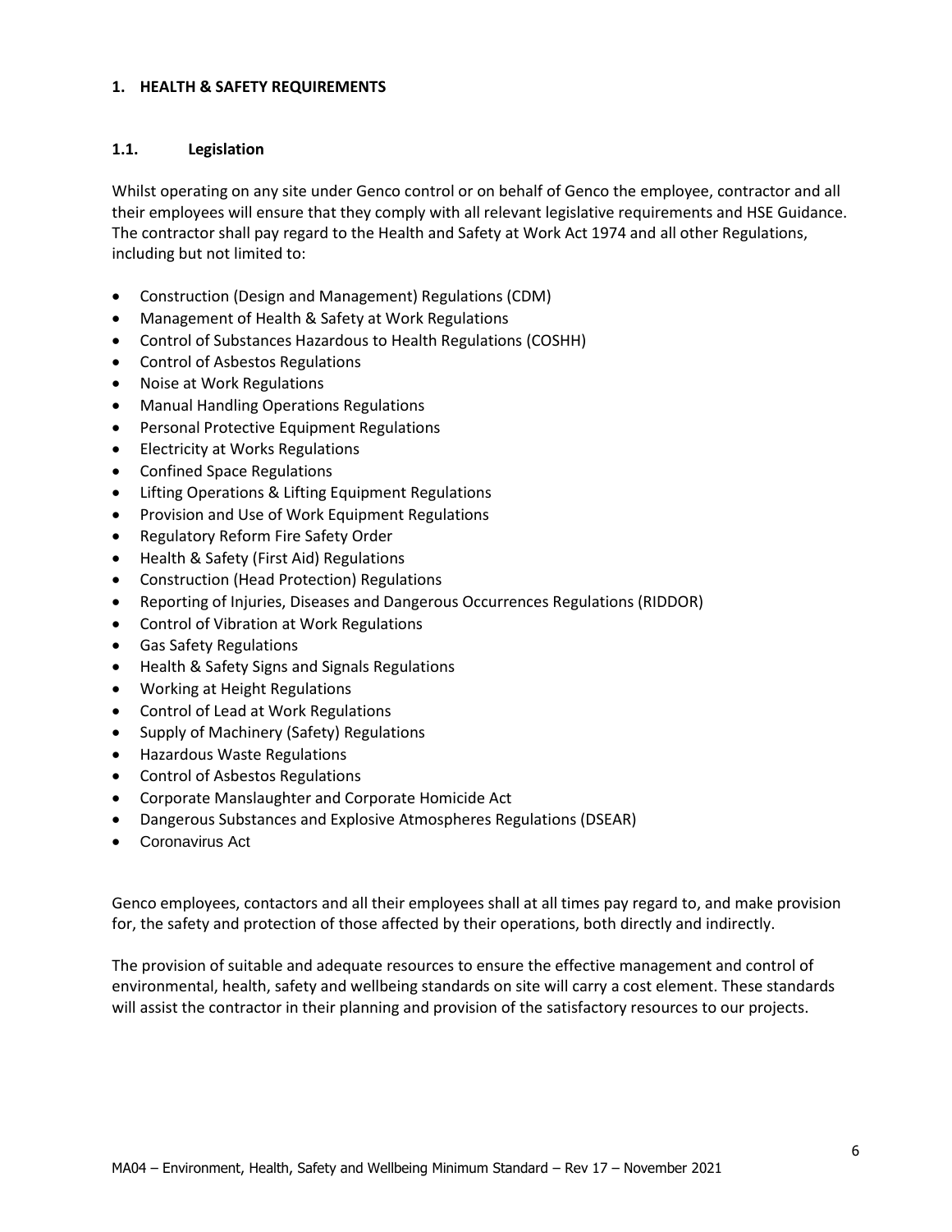## 1. HEALTH & SAFETY REQUIREMENTS

### 1.1. Legislation

Whilst operating on any site under Genco control or on behalf of Genco the employee, contractor and all their employees will ensure that they comply with all relevant legislative requirements and HSE Guidance. The contractor shall pay regard to the Health and Safety at Work Act 1974 and all other Regulations, including but not limited to:

- Construction (Design and Management) Regulations (CDM)
- Management of Health & Safety at Work Regulations
- Control of Substances Hazardous to Health Regulations (COSHH)
- Control of Asbestos Regulations
- Noise at Work Regulations
- Manual Handling Operations Regulations
- Personal Protective Equipment Regulations
- Electricity at Works Regulations
- Confined Space Regulations
- Lifting Operations & Lifting Equipment Regulations
- Provision and Use of Work Equipment Regulations
- Regulatory Reform Fire Safety Order
- Health & Safety (First Aid) Regulations
- Construction (Head Protection) Regulations
- Reporting of Injuries, Diseases and Dangerous Occurrences Regulations (RIDDOR)
- Control of Vibration at Work Regulations
- Gas Safety Regulations
- Health & Safety Signs and Signals Regulations
- Working at Height Regulations
- Control of Lead at Work Regulations
- Supply of Machinery (Safety) Regulations
- Hazardous Waste Regulations
- Control of Asbestos Regulations
- Corporate Manslaughter and Corporate Homicide Act
- Dangerous Substances and Explosive Atmospheres Regulations (DSEAR)
- Coronavirus Act

Genco employees, contactors and all their employees shall at all times pay regard to, and make provision for, the safety and protection of those affected by their operations, both directly and indirectly.

The provision of suitable and adequate resources to ensure the effective management and control of environmental, health, safety and wellbeing standards on site will carry a cost element. These standards will assist the contractor in their planning and provision of the satisfactory resources to our projects.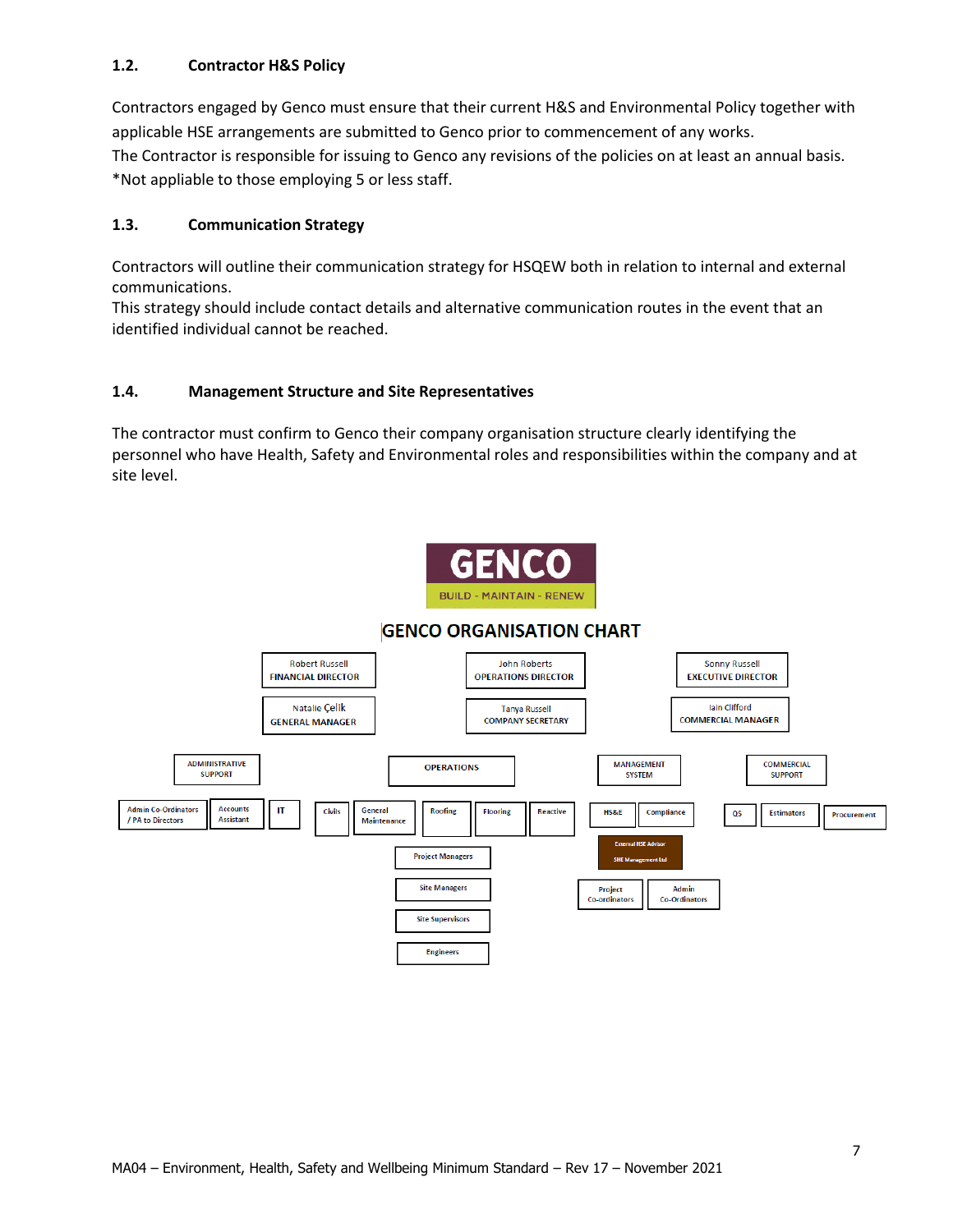### 1.2. Contractor H&S Policy

Contractors engaged by Genco must ensure that their current H&S and Environmental Policy together with applicable HSE arrangements are submitted to Genco prior to commencement of any works.
The Contractor is responsible for issuing to Genco any revisions of the policies on at least an annual basis.
*Not appliable to those employing 5 or less staff.

### 1.3. Communication Strategy

Contractors will outline their communication strategy for HSQEW both in relation to internal and external communications.
This strategy should include contact details and alternative communication routes in the event that an identified individual cannot be reached.

### 1.4. Management Structure and Site Representatives

The contractor must confirm to Genco their company organisation structure clearly identifying the personnel who have Health, Safety and Environmental roles and responsibilities within the company and at site level.

**GENCO**
BUILD - MAINTAIN - RENEW

**GENCO ORGANISATION CHART**

Robert Russell – FINANCIAL DIRECTOR
John Roberts – OPERATIONS DIRECTOR
Sonny Russell – EXECUTIVE DIRECTOR

Natalie Çelik – GENERAL MANAGER
Tanya Russell – COMPANY SECRETARY
Iain Clifford – COMMERCIAL MANAGER

ADMINISTRATIVE SUPPORT
- Admin Co-Ordinators / PA to Directors
- Accounts Assistant
- IT

OPERATIONS
- Civils
- General Maintenance
- Roofing
- Flooring
- Reactive
- Project Managers
- Site Managers
- Site Supervisors
- Engineers

MANAGEMENT SYSTEM
- HS&E
- Compliance
- External HSE Advisor – SHE Management Ltd
- Project Co-ordinators
- Admin Co-Ordinators

COMMERCIAL SUPPORT
- QS
- Estimators
- Procurement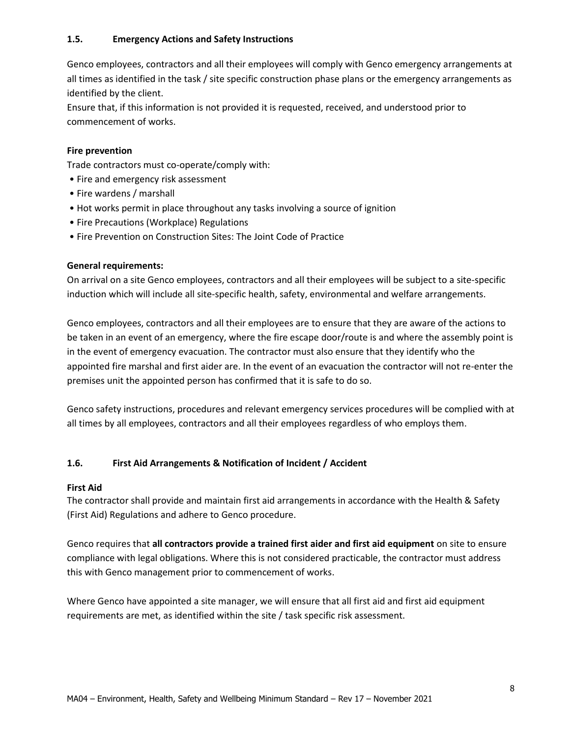### 1.5. Emergency Actions and Safety Instructions

Genco employees, contractors and all their employees will comply with Genco emergency arrangements at all times as identified in the task / site specific construction phase plans or the emergency arrangements as identified by the client.
Ensure that, if this information is not provided it is requested, received, and understood prior to commencement of works.

**Fire prevention**
Trade contractors must co-operate/comply with:

- Fire and emergency risk assessment
- Fire wardens / marshall
- Hot works permit in place throughout any tasks involving a source of ignition
- Fire Precautions (Workplace) Regulations
- Fire Prevention on Construction Sites: The Joint Code of Practice

**General requirements:**
On arrival on a site Genco employees, contractors and all their employees will be subject to a site-specific induction which will include all site-specific health, safety, environmental and welfare arrangements.

Genco employees, contractors and all their employees are to ensure that they are aware of the actions to be taken in an event of an emergency, where the fire escape door/route is and where the assembly point is in the event of emergency evacuation. The contractor must also ensure that they identify who the appointed fire marshal and first aider are. In the event of an evacuation the contractor will not re-enter the premises unit the appointed person has confirmed that it is safe to do so.

Genco safety instructions, procedures and relevant emergency services procedures will be complied with at all times by all employees, contractors and all their employees regardless of who employs them.

### 1.6. First Aid Arrangements & Notification of Incident / Accident

**First Aid**
The contractor shall provide and maintain first aid arrangements in accordance with the Health & Safety (First Aid) Regulations and adhere to Genco procedure.

Genco requires that **all contractors provide a trained first aider and first aid equipment** on site to ensure compliance with legal obligations. Where this is not considered practicable, the contractor must address this with Genco management prior to commencement of works.

Where Genco have appointed a site manager, we will ensure that all first aid and first aid equipment requirements are met, as identified within the site / task specific risk assessment.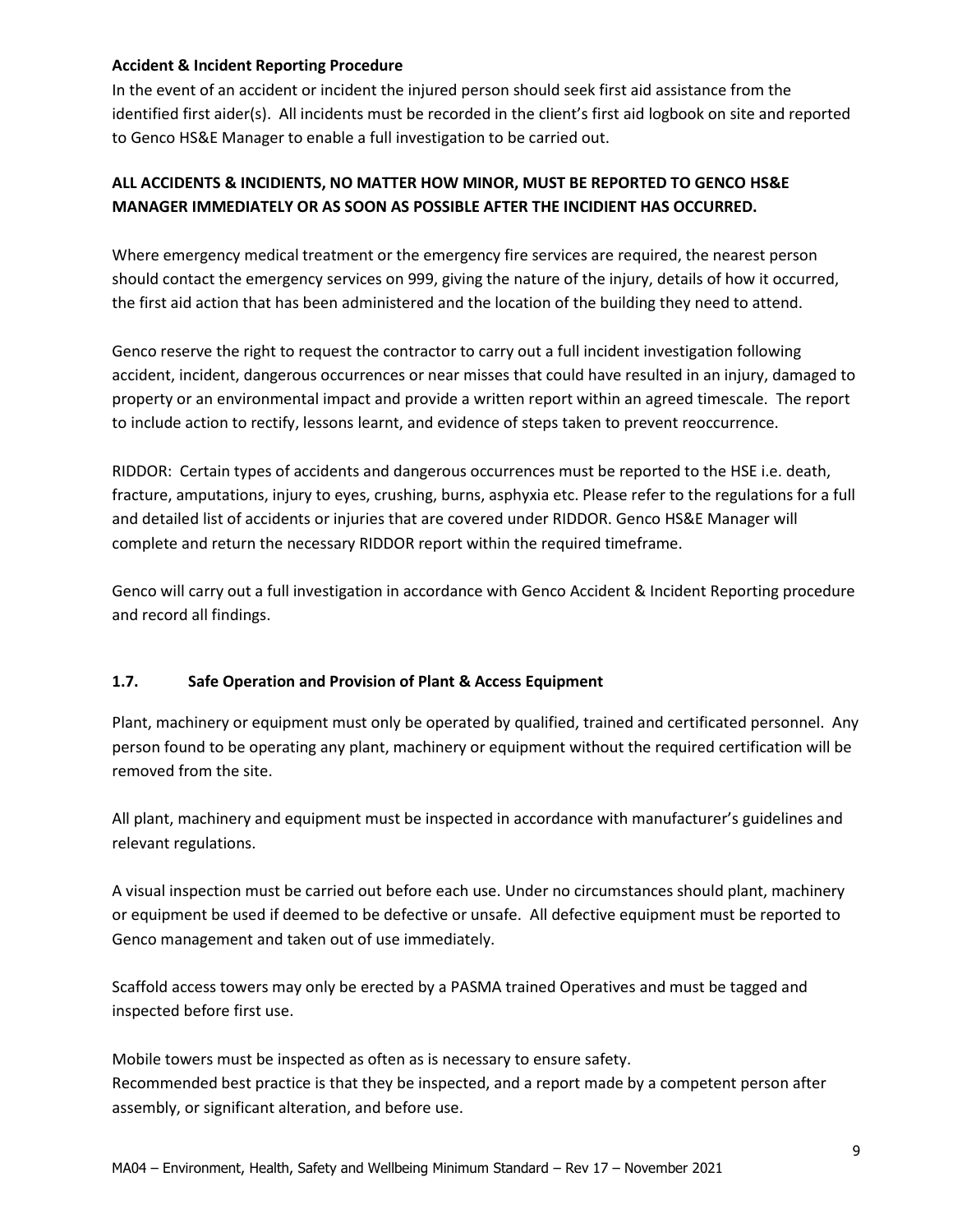**Accident & Incident Reporting Procedure**

In the event of an accident or incident the injured person should seek first aid assistance from the identified first aider(s). All incidents must be recorded in the client's first aid logbook on site and reported to Genco HS&E Manager to enable a full investigation to be carried out.

**ALL ACCIDENTS & INCIDIENTS, NO MATTER HOW MINOR, MUST BE REPORTED TO GENCO HS&E MANAGER IMMEDIATELY OR AS SOON AS POSSIBLE AFTER THE INCIDIENT HAS OCCURRED.**

Where emergency medical treatment or the emergency fire services are required, the nearest person should contact the emergency services on 999, giving the nature of the injury, details of how it occurred, the first aid action that has been administered and the location of the building they need to attend.

Genco reserve the right to request the contractor to carry out a full incident investigation following accident, incident, dangerous occurrences or near misses that could have resulted in an injury, damaged to property or an environmental impact and provide a written report within an agreed timescale. The report to include action to rectify, lessons learnt, and evidence of steps taken to prevent reoccurrence.

RIDDOR: Certain types of accidents and dangerous occurrences must be reported to the HSE i.e. death, fracture, amputations, injury to eyes, crushing, burns, asphyxia etc. Please refer to the regulations for a full and detailed list of accidents or injuries that are covered under RIDDOR. Genco HS&E Manager will complete and return the necessary RIDDOR report within the required timeframe.

Genco will carry out a full investigation in accordance with Genco Accident & Incident Reporting procedure and record all findings.

## 1.7. Safe Operation and Provision of Plant & Access Equipment

Plant, machinery or equipment must only be operated by qualified, trained and certificated personnel. Any person found to be operating any plant, machinery or equipment without the required certification will be removed from the site.

All plant, machinery and equipment must be inspected in accordance with manufacturer's guidelines and relevant regulations.

A visual inspection must be carried out before each use. Under no circumstances should plant, machinery or equipment be used if deemed to be defective or unsafe. All defective equipment must be reported to Genco management and taken out of use immediately.

Scaffold access towers may only be erected by a PASMA trained Operatives and must be tagged and inspected before first use.

Mobile towers must be inspected as often as is necessary to ensure safety.
Recommended best practice is that they be inspected, and a report made by a competent person after assembly, or significant alteration, and before use.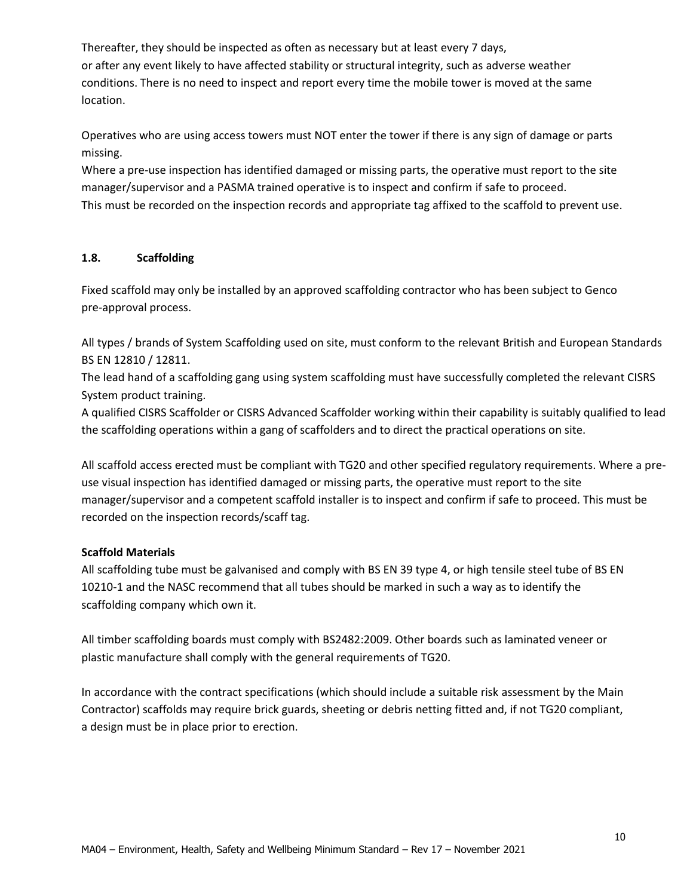Thereafter, they should be inspected as often as necessary but at least every 7 days, or after any event likely to have affected stability or structural integrity, such as adverse weather conditions. There is no need to inspect and report every time the mobile tower is moved at the same location.

Operatives who are using access towers must NOT enter the tower if there is any sign of damage or parts missing.
Where a pre-use inspection has identified damaged or missing parts, the operative must report to the site manager/supervisor and a PASMA trained operative is to inspect and confirm if safe to proceed.
This must be recorded on the inspection records and appropriate tag affixed to the scaffold to prevent use.

### 1.8. Scaffolding

Fixed scaffold may only be installed by an approved scaffolding contractor who has been subject to Genco pre-approval process.

All types / brands of System Scaffolding used on site, must conform to the relevant British and European Standards BS EN 12810 / 12811.
The lead hand of a scaffolding gang using system scaffolding must have successfully completed the relevant CISRS System product training.
A qualified CISRS Scaffolder or CISRS Advanced Scaffolder working within their capability is suitably qualified to lead the scaffolding operations within a gang of scaffolders and to direct the practical operations on site.

All scaffold access erected must be compliant with TG20 and other specified regulatory requirements. Where a pre-use visual inspection has identified damaged or missing parts, the operative must report to the site manager/supervisor and a competent scaffold installer is to inspect and confirm if safe to proceed. This must be recorded on the inspection records/scaff tag.

**Scaffold Materials**
All scaffolding tube must be galvanised and comply with BS EN 39 type 4, or high tensile steel tube of BS EN 10210-1 and the NASC recommend that all tubes should be marked in such a way as to identify the scaffolding company which own it.

All timber scaffolding boards must comply with BS2482:2009. Other boards such as laminated veneer or plastic manufacture shall comply with the general requirements of TG20.

In accordance with the contract specifications (which should include a suitable risk assessment by the Main Contractor) scaffolds may require brick guards, sheeting or debris netting fitted and, if not TG20 compliant, a design must be in place prior to erection.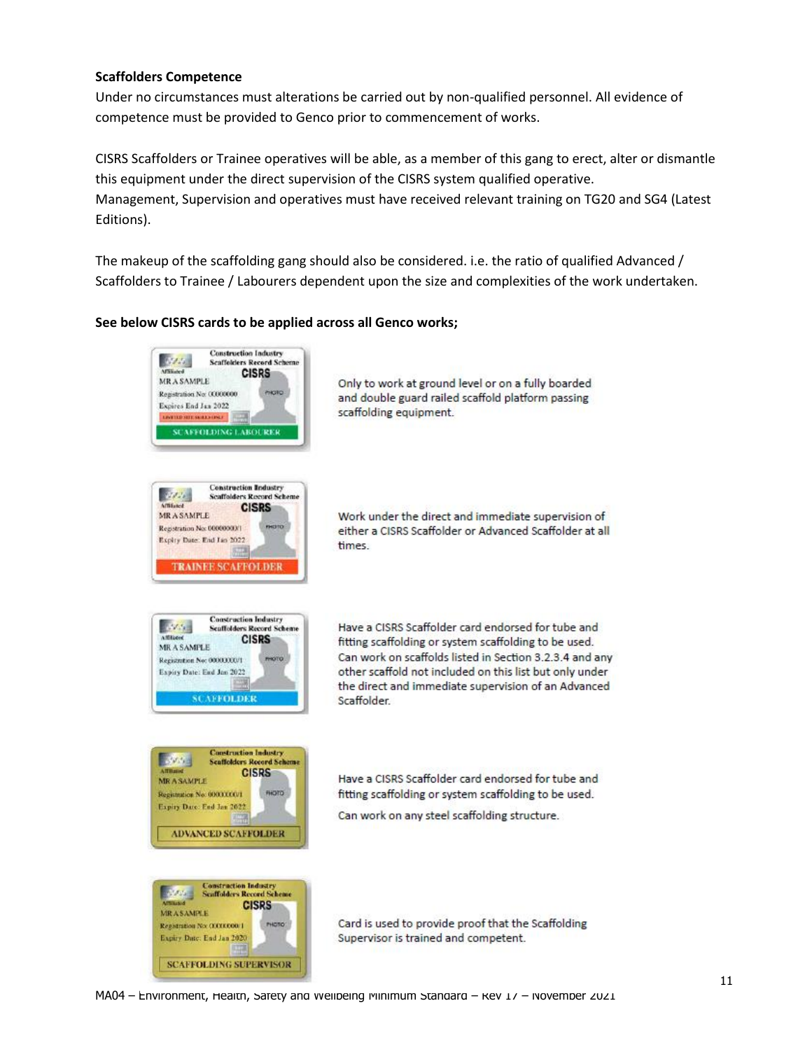**Scaffolders Competence**

Under no circumstances must alterations be carried out by non-qualified personnel. All evidence of competence must be provided to Genco prior to commencement of works.

CISRS Scaffolders or Trainee operatives will be able, as a member of this gang to erect, alter or dismantle this equipment under the direct supervision of the CISRS system qualified operative.
Management, Supervision and operatives must have received relevant training on TG20 and SG4 (Latest Editions).

The makeup of the scaffolding gang should also be considered. i.e. the ratio of qualified Advanced / Scaffolders to Trainee / Labourers dependent upon the size and complexities of the work undertaken.

**See below CISRS cards to be applied across all Genco works;**

| Card | Requirement |
| --- | --- |
| SCAFFOLDING LABOURER | Only to work at ground level or on a fully boarded and double guard railed scaffold platform passing scaffolding equipment. |
| TRAINEE SCAFFOLDER | Work under the direct and immediate supervision of either a CISRS Scaffolder or Advanced Scaffolder at all times. |
| SCAFFOLDER | Have a CISRS Scaffolder card endorsed for tube and fitting scaffolding or system scaffolding to be used. Can work on scaffolds listed in Section 3.2.3.4 and any other scaffold not included on this list but only under the direct and immediate supervision of an Advanced Scaffolder. |
| ADVANCED SCAFFOLDER | Have a CISRS Scaffolder card endorsed for tube and fitting scaffolding or system scaffolding to be used. Can work on any steel scaffolding structure. |
| SCAFFOLDING SUPERVISOR | Card is used to provide proof that the Scaffolding Supervisor is trained and competent. |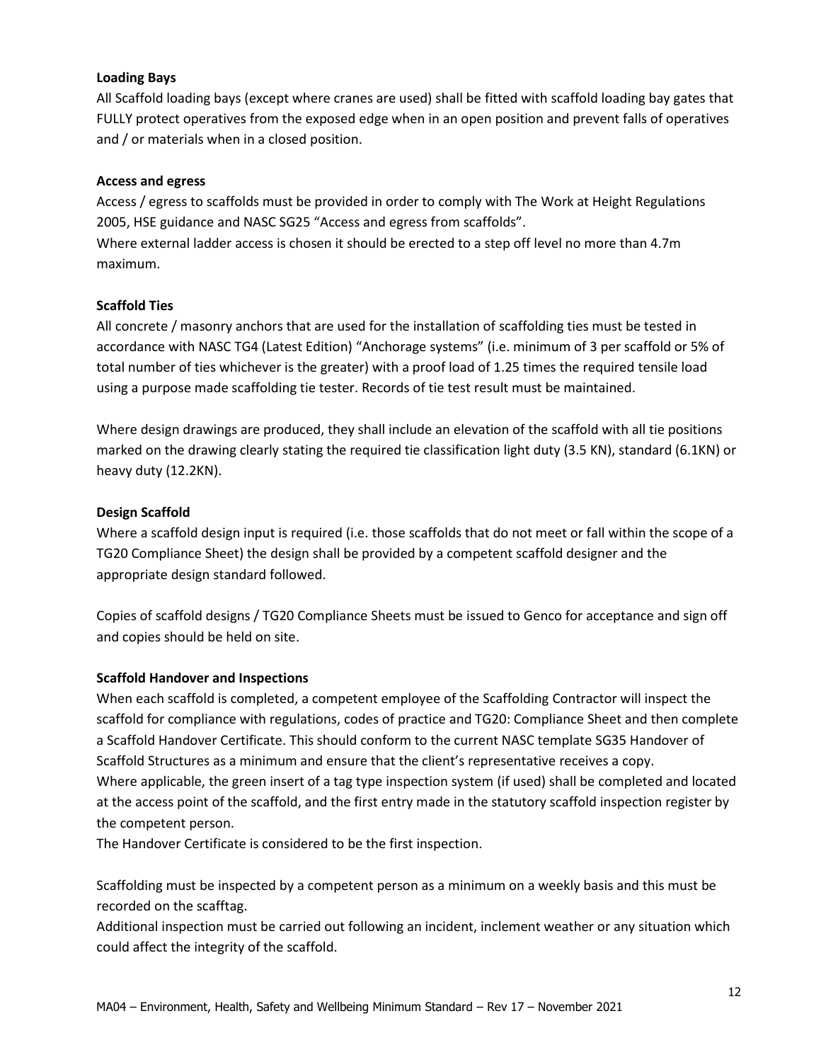**Loading Bays**

All Scaffold loading bays (except where cranes are used) shall be fitted with scaffold loading bay gates that FULLY protect operatives from the exposed edge when in an open position and prevent falls of operatives and / or materials when in a closed position.

**Access and egress**

Access / egress to scaffolds must be provided in order to comply with The Work at Height Regulations 2005, HSE guidance and NASC SG25 "Access and egress from scaffolds".
Where external ladder access is chosen it should be erected to a step off level no more than 4.7m maximum.

**Scaffold Ties**

All concrete / masonry anchors that are used for the installation of scaffolding ties must be tested in accordance with NASC TG4 (Latest Edition) "Anchorage systems" (i.e. minimum of 3 per scaffold or 5% of total number of ties whichever is the greater) with a proof load of 1.25 times the required tensile load using a purpose made scaffolding tie tester. Records of tie test result must be maintained.

Where design drawings are produced, they shall include an elevation of the scaffold with all tie positions marked on the drawing clearly stating the required tie classification light duty (3.5 KN), standard (6.1KN) or heavy duty (12.2KN).

**Design Scaffold**

Where a scaffold design input is required (i.e. those scaffolds that do not meet or fall within the scope of a TG20 Compliance Sheet) the design shall be provided by a competent scaffold designer and the appropriate design standard followed.

Copies of scaffold designs / TG20 Compliance Sheets must be issued to Genco for acceptance and sign off and copies should be held on site.

**Scaffold Handover and Inspections**

When each scaffold is completed, a competent employee of the Scaffolding Contractor will inspect the scaffold for compliance with regulations, codes of practice and TG20: Compliance Sheet and then complete a Scaffold Handover Certificate. This should conform to the current NASC template SG35 Handover of Scaffold Structures as a minimum and ensure that the client's representative receives a copy.
Where applicable, the green insert of a tag type inspection system (if used) shall be completed and located at the access point of the scaffold, and the first entry made in the statutory scaffold inspection register by the competent person.
The Handover Certificate is considered to be the first inspection.

Scaffolding must be inspected by a competent person as a minimum on a weekly basis and this must be recorded on the scafftag.
Additional inspection must be carried out following an incident, inclement weather or any situation which could affect the integrity of the scaffold.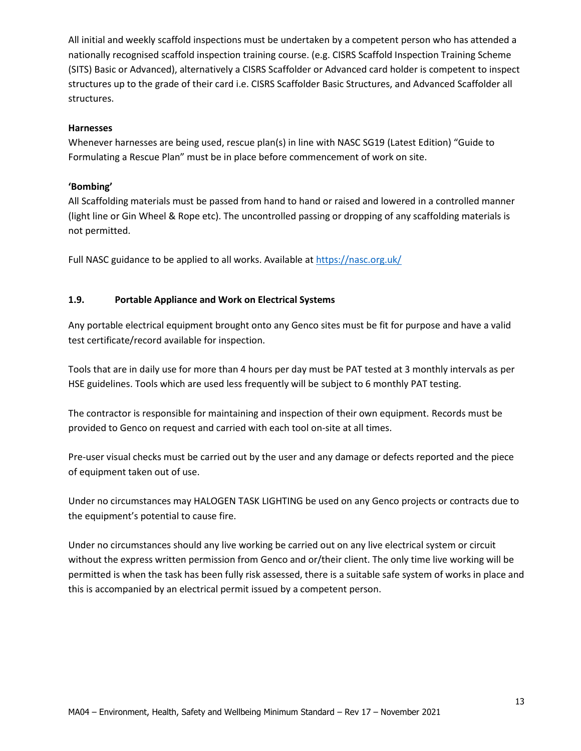All initial and weekly scaffold inspections must be undertaken by a competent person who has attended a nationally recognised scaffold inspection training course. (e.g. CISRS Scaffold Inspection Training Scheme (SITS) Basic or Advanced), alternatively a CISRS Scaffolder or Advanced card holder is competent to inspect structures up to the grade of their card i.e. CISRS Scaffolder Basic Structures, and Advanced Scaffolder all structures.

**Harnesses**
Whenever harnesses are being used, rescue plan(s) in line with NASC SG19 (Latest Edition) "Guide to Formulating a Rescue Plan" must be in place before commencement of work on site.

**'Bombing'**
All Scaffolding materials must be passed from hand to hand or raised and lowered in a controlled manner (light line or Gin Wheel & Rope etc). The uncontrolled passing or dropping of any scaffolding materials is not permitted.

Full NASC guidance to be applied to all works. Available at https://nasc.org.uk/

### 1.9. Portable Appliance and Work on Electrical Systems

Any portable electrical equipment brought onto any Genco sites must be fit for purpose and have a valid test certificate/record available for inspection.

Tools that are in daily use for more than 4 hours per day must be PAT tested at 3 monthly intervals as per HSE guidelines. Tools which are used less frequently will be subject to 6 monthly PAT testing.

The contractor is responsible for maintaining and inspection of their own equipment. Records must be provided to Genco on request and carried with each tool on-site at all times.

Pre-user visual checks must be carried out by the user and any damage or defects reported and the piece of equipment taken out of use.

Under no circumstances may HALOGEN TASK LIGHTING be used on any Genco projects or contracts due to the equipment's potential to cause fire.

Under no circumstances should any live working be carried out on any live electrical system or circuit without the express written permission from Genco and or/their client. The only time live working will be permitted is when the task has been fully risk assessed, there is a suitable safe system of works in place and this is accompanied by an electrical permit issued by a competent person.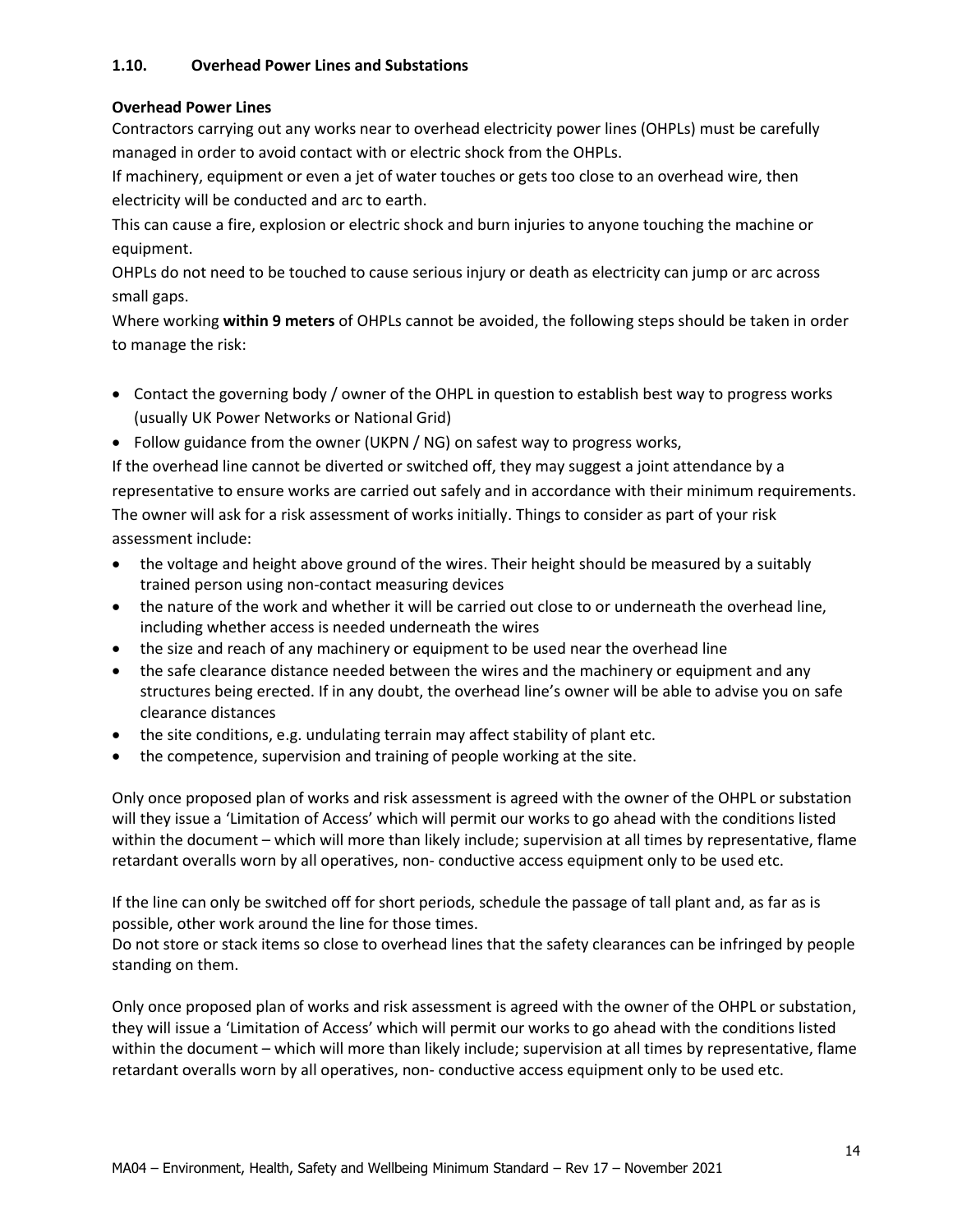### 1.10. Overhead Power Lines and Substations

**Overhead Power Lines**

Contractors carrying out any works near to overhead electricity power lines (OHPLs) must be carefully managed in order to avoid contact with or electric shock from the OHPLs.

If machinery, equipment or even a jet of water touches or gets too close to an overhead wire, then electricity will be conducted and arc to earth.

This can cause a fire, explosion or electric shock and burn injuries to anyone touching the machine or equipment.

OHPLs do not need to be touched to cause serious injury or death as electricity can jump or arc across small gaps.

Where working **within 9 meters** of OHPLs cannot be avoided, the following steps should be taken in order to manage the risk:

- Contact the governing body / owner of the OHPL in question to establish best way to progress works (usually UK Power Networks or National Grid)
- Follow guidance from the owner (UKPN / NG) on safest way to progress works,

If the overhead line cannot be diverted or switched off, they may suggest a joint attendance by a representative to ensure works are carried out safely and in accordance with their minimum requirements.

The owner will ask for a risk assessment of works initially. Things to consider as part of your risk assessment include:

- the voltage and height above ground of the wires. Their height should be measured by a suitably trained person using non-contact measuring devices
- the nature of the work and whether it will be carried out close to or underneath the overhead line, including whether access is needed underneath the wires
- the size and reach of any machinery or equipment to be used near the overhead line
- the safe clearance distance needed between the wires and the machinery or equipment and any structures being erected. If in any doubt, the overhead line's owner will be able to advise you on safe clearance distances
- the site conditions, e.g. undulating terrain may affect stability of plant etc.
- the competence, supervision and training of people working at the site.

Only once proposed plan of works and risk assessment is agreed with the owner of the OHPL or substation will they issue a 'Limitation of Access' which will permit our works to go ahead with the conditions listed within the document – which will more than likely include; supervision at all times by representative, flame retardant overalls worn by all operatives, non- conductive access equipment only to be used etc.

If the line can only be switched off for short periods, schedule the passage of tall plant and, as far as is possible, other work around the line for those times.

Do not store or stack items so close to overhead lines that the safety clearances can be infringed by people standing on them.

Only once proposed plan of works and risk assessment is agreed with the owner of the OHPL or substation, they will issue a 'Limitation of Access' which will permit our works to go ahead with the conditions listed within the document – which will more than likely include; supervision at all times by representative, flame retardant overalls worn by all operatives, non- conductive access equipment only to be used etc.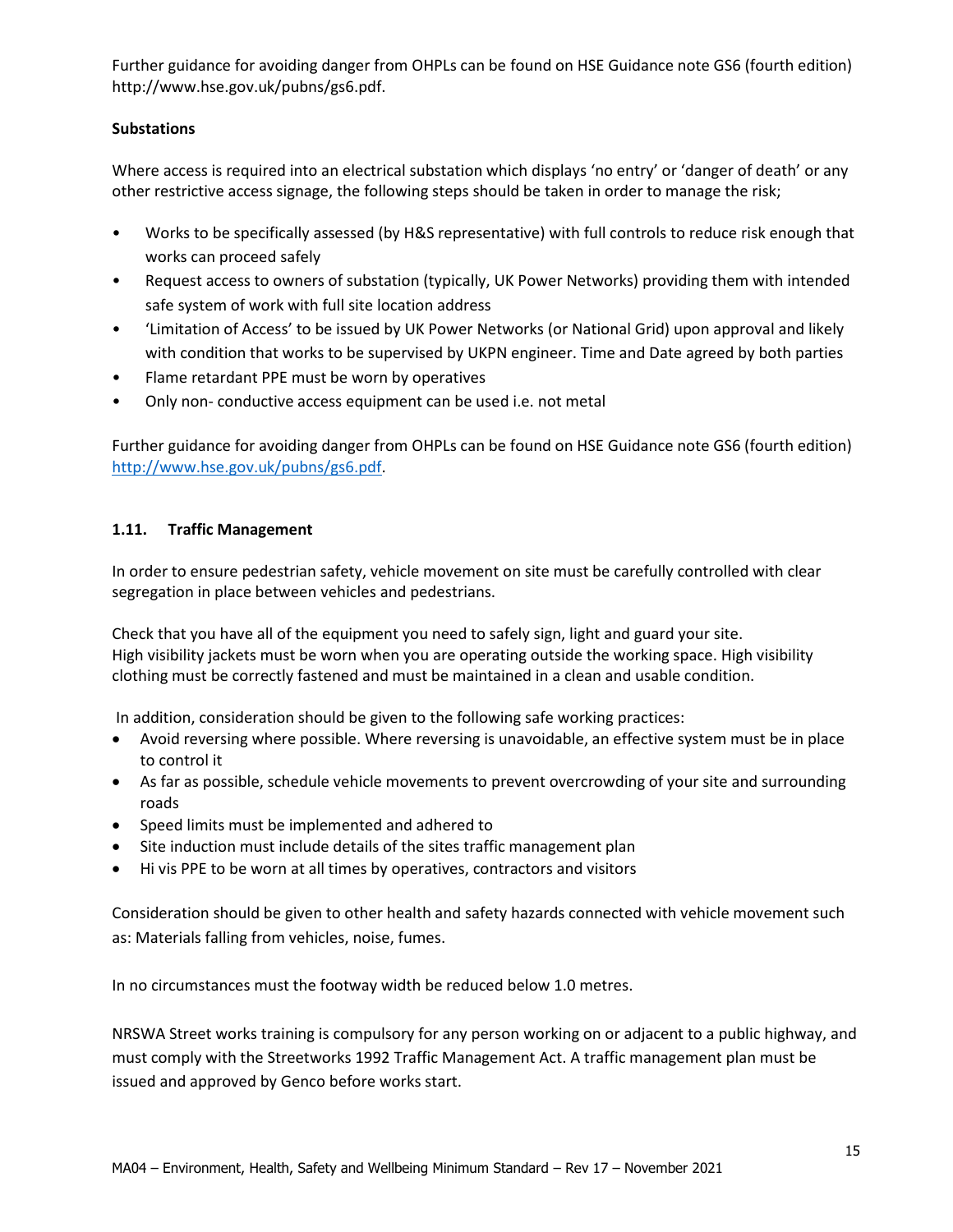Further guidance for avoiding danger from OHPLs can be found on HSE Guidance note GS6 (fourth edition) http://www.hse.gov.uk/pubns/gs6.pdf.

**Substations**

Where access is required into an electrical substation which displays 'no entry' or 'danger of death' or any other restrictive access signage, the following steps should be taken in order to manage the risk;

- Works to be specifically assessed (by H&S representative) with full controls to reduce risk enough that works can proceed safely
- Request access to owners of substation (typically, UK Power Networks) providing them with intended safe system of work with full site location address
- 'Limitation of Access' to be issued by UK Power Networks (or National Grid) upon approval and likely with condition that works to be supervised by UKPN engineer. Time and Date agreed by both parties
- Flame retardant PPE must be worn by operatives
- Only non- conductive access equipment can be used i.e. not metal

Further guidance for avoiding danger from OHPLs can be found on HSE Guidance note GS6 (fourth edition) http://www.hse.gov.uk/pubns/gs6.pdf.

## 1.11. Traffic Management

In order to ensure pedestrian safety, vehicle movement on site must be carefully controlled with clear segregation in place between vehicles and pedestrians.

Check that you have all of the equipment you need to safely sign, light and guard your site.
High visibility jackets must be worn when you are operating outside the working space. High visibility clothing must be correctly fastened and must be maintained in a clean and usable condition.

In addition, consideration should be given to the following safe working practices:

- Avoid reversing where possible. Where reversing is unavoidable, an effective system must be in place to control it
- As far as possible, schedule vehicle movements to prevent overcrowding of your site and surrounding roads
- Speed limits must be implemented and adhered to
- Site induction must include details of the sites traffic management plan
- Hi vis PPE to be worn at all times by operatives, contractors and visitors

Consideration should be given to other health and safety hazards connected with vehicle movement such as: Materials falling from vehicles, noise, fumes.

In no circumstances must the footway width be reduced below 1.0 metres.

NRSWA Street works training is compulsory for any person working on or adjacent to a public highway, and must comply with the Streetworks 1992 Traffic Management Act. A traffic management plan must be issued and approved by Genco before works start.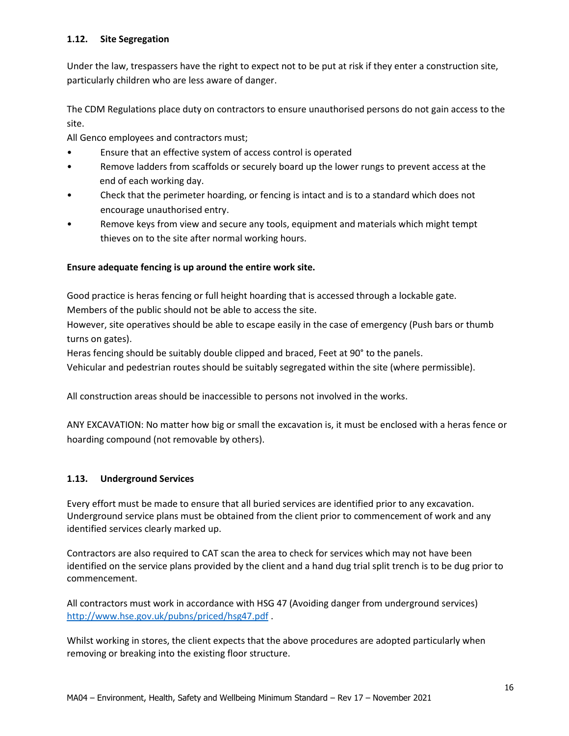### 1.12. Site Segregation

Under the law, trespassers have the right to expect not to be put at risk if they enter a construction site, particularly children who are less aware of danger.

The CDM Regulations place duty on contractors to ensure unauthorised persons do not gain access to the site.

All Genco employees and contractors must;

- Ensure that an effective system of access control is operated
- Remove ladders from scaffolds or securely board up the lower rungs to prevent access at the end of each working day.
- Check that the perimeter hoarding, or fencing is intact and is to a standard which does not encourage unauthorised entry.
- Remove keys from view and secure any tools, equipment and materials which might tempt thieves on to the site after normal working hours.

**Ensure adequate fencing is up around the entire work site.**

Good practice is heras fencing or full height hoarding that is accessed through a lockable gate.
Members of the public should not be able to access the site.
However, site operatives should be able to escape easily in the case of emergency (Push bars or thumb turns on gates).
Heras fencing should be suitably double clipped and braced, Feet at 90° to the panels.
Vehicular and pedestrian routes should be suitably segregated within the site (where permissible).

All construction areas should be inaccessible to persons not involved in the works.

ANY EXCAVATION: No matter how big or small the excavation is, it must be enclosed with a heras fence or hoarding compound (not removable by others).

### 1.13. Underground Services

Every effort must be made to ensure that all buried services are identified prior to any excavation. Underground service plans must be obtained from the client prior to commencement of work and any identified services clearly marked up.

Contractors are also required to CAT scan the area to check for services which may not have been identified on the service plans provided by the client and a hand dug trial split trench is to be dug prior to commencement.

All contractors must work in accordance with HSG 47 (Avoiding danger from underground services) [http://www.hse.gov.uk/pubns/priced/hsg47.pdf](http://www.hse.gov.uk/pubns/priced/hsg47.pdf) .

Whilst working in stores, the client expects that the above procedures are adopted particularly when removing or breaking into the existing floor structure.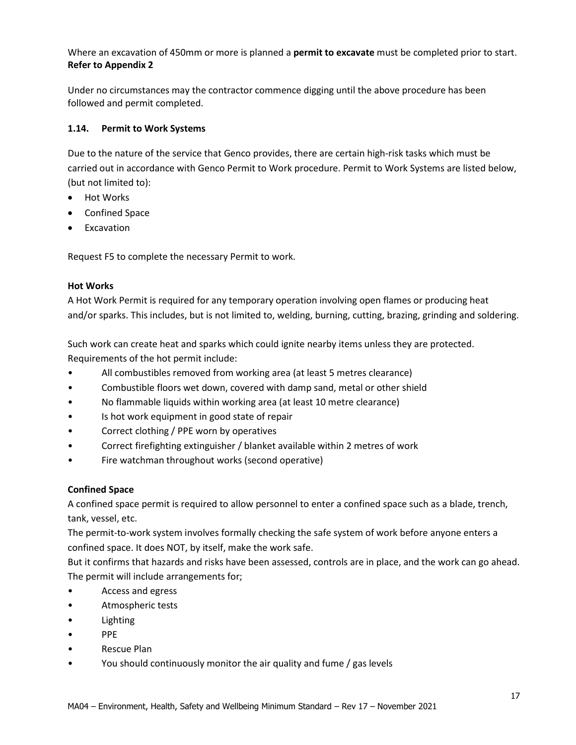Where an excavation of 450mm or more is planned a **permit to excavate** must be completed prior to start. **Refer to Appendix 2**

Under no circumstances may the contractor commence digging until the above procedure has been followed and permit completed.

### 1.14. Permit to Work Systems

Due to the nature of the service that Genco provides, there are certain high-risk tasks which must be carried out in accordance with Genco Permit to Work procedure. Permit to Work Systems are listed below, (but not limited to):

- Hot Works
- Confined Space
- Excavation

Request F5 to complete the necessary Permit to work.

**Hot Works**

A Hot Work Permit is required for any temporary operation involving open flames or producing heat and/or sparks. This includes, but is not limited to, welding, burning, cutting, brazing, grinding and soldering.

Such work can create heat and sparks which could ignite nearby items unless they are protected. Requirements of the hot permit include:

- All combustibles removed from working area (at least 5 metres clearance)
- Combustible floors wet down, covered with damp sand, metal or other shield
- No flammable liquids within working area (at least 10 metre clearance)
- Is hot work equipment in good state of repair
- Correct clothing / PPE worn by operatives
- Correct firefighting extinguisher / blanket available within 2 metres of work
- Fire watchman throughout works (second operative)

**Confined Space**

A confined space permit is required to allow personnel to enter a confined space such as a blade, trench, tank, vessel, etc.

The permit-to-work system involves formally checking the safe system of work before anyone enters a confined space. It does NOT, by itself, make the work safe.

But it confirms that hazards and risks have been assessed, controls are in place, and the work can go ahead. The permit will include arrangements for;

- Access and egress
- Atmospheric tests
- Lighting
- PPE
- Rescue Plan
- You should continuously monitor the air quality and fume / gas levels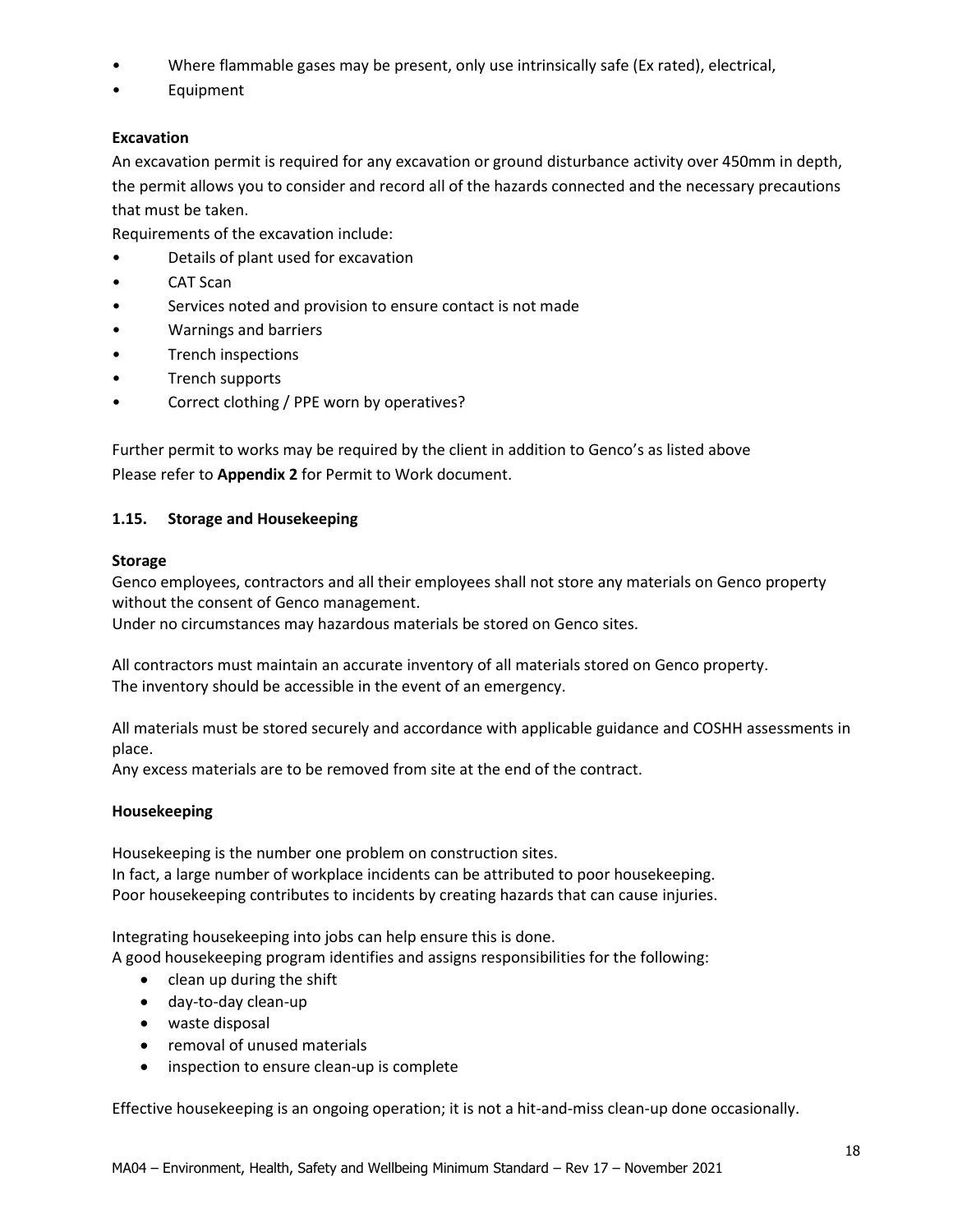- Where flammable gases may be present, only use intrinsically safe (Ex rated), electrical,
- Equipment

**Excavation**

An excavation permit is required for any excavation or ground disturbance activity over 450mm in depth, the permit allows you to consider and record all of the hazards connected and the necessary precautions that must be taken.

Requirements of the excavation include:

- Details of plant used for excavation
- CAT Scan
- Services noted and provision to ensure contact is not made
- Warnings and barriers
- Trench inspections
- Trench supports
- Correct clothing / PPE worn by operatives?

Further permit to works may be required by the client in addition to Genco's as listed above

Please refer to **Appendix 2** for Permit to Work document.

### 1.15. Storage and Housekeeping

**Storage**

Genco employees, contractors and all their employees shall not store any materials on Genco property without the consent of Genco management.

Under no circumstances may hazardous materials be stored on Genco sites.

All contractors must maintain an accurate inventory of all materials stored on Genco property.

The inventory should be accessible in the event of an emergency.

All materials must be stored securely and accordance with applicable guidance and COSHH assessments in place.

Any excess materials are to be removed from site at the end of the contract.

**Housekeeping**

Housekeeping is the number one problem on construction sites.

In fact, a large number of workplace incidents can be attributed to poor housekeeping.

Poor housekeeping contributes to incidents by creating hazards that can cause injuries.

Integrating housekeeping into jobs can help ensure this is done.

A good housekeeping program identifies and assigns responsibilities for the following:

- clean up during the shift
- day-to-day clean-up
- waste disposal
- removal of unused materials
- inspection to ensure clean-up is complete

Effective housekeeping is an ongoing operation; it is not a hit-and-miss clean-up done occasionally.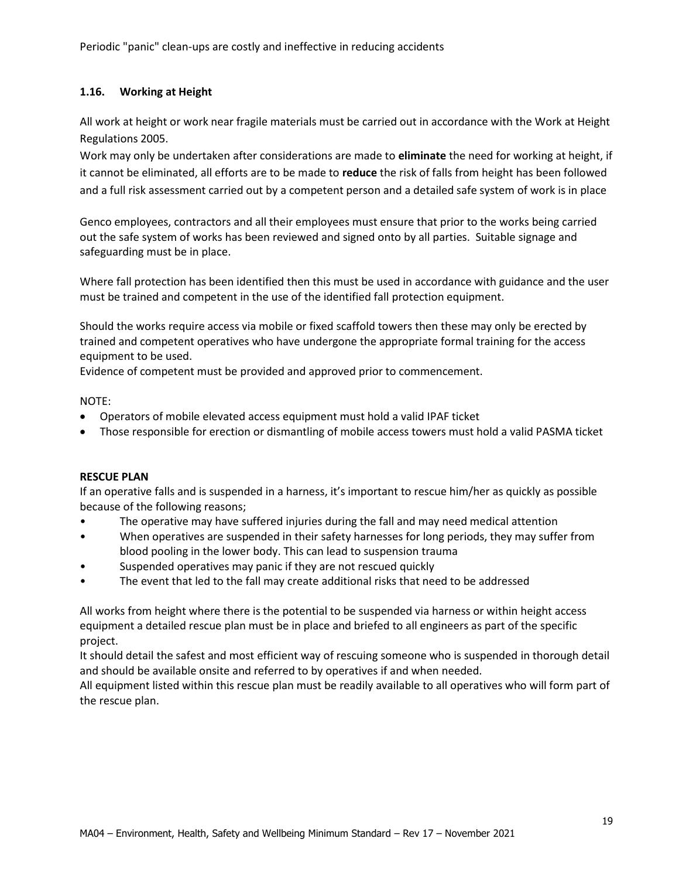Periodic "panic" clean-ups are costly and ineffective in reducing accidents

### 1.16. Working at Height

All work at height or work near fragile materials must be carried out in accordance with the Work at Height Regulations 2005.

Work may only be undertaken after considerations are made to **eliminate** the need for working at height, if it cannot be eliminated, all efforts are to be made to **reduce** the risk of falls from height has been followed and a full risk assessment carried out by a competent person and a detailed safe system of work is in place

Genco employees, contractors and all their employees must ensure that prior to the works being carried out the safe system of works has been reviewed and signed onto by all parties. Suitable signage and safeguarding must be in place.

Where fall protection has been identified then this must be used in accordance with guidance and the user must be trained and competent in the use of the identified fall protection equipment.

Should the works require access via mobile or fixed scaffold towers then these may only be erected by trained and competent operatives who have undergone the appropriate formal training for the access equipment to be used.

Evidence of competent must be provided and approved prior to commencement.

NOTE:

- Operators of mobile elevated access equipment must hold a valid IPAF ticket
- Those responsible for erection or dismantling of mobile access towers must hold a valid PASMA ticket

**RESCUE PLAN**

If an operative falls and is suspended in a harness, it's important to rescue him/her as quickly as possible because of the following reasons;

- The operative may have suffered injuries during the fall and may need medical attention
- When operatives are suspended in their safety harnesses for long periods, they may suffer from blood pooling in the lower body. This can lead to suspension trauma
- Suspended operatives may panic if they are not rescued quickly
- The event that led to the fall may create additional risks that need to be addressed

All works from height where there is the potential to be suspended via harness or within height access equipment a detailed rescue plan must be in place and briefed to all engineers as part of the specific project.

It should detail the safest and most efficient way of rescuing someone who is suspended in thorough detail and should be available onsite and referred to by operatives if and when needed.

All equipment listed within this rescue plan must be readily available to all operatives who will form part of the rescue plan.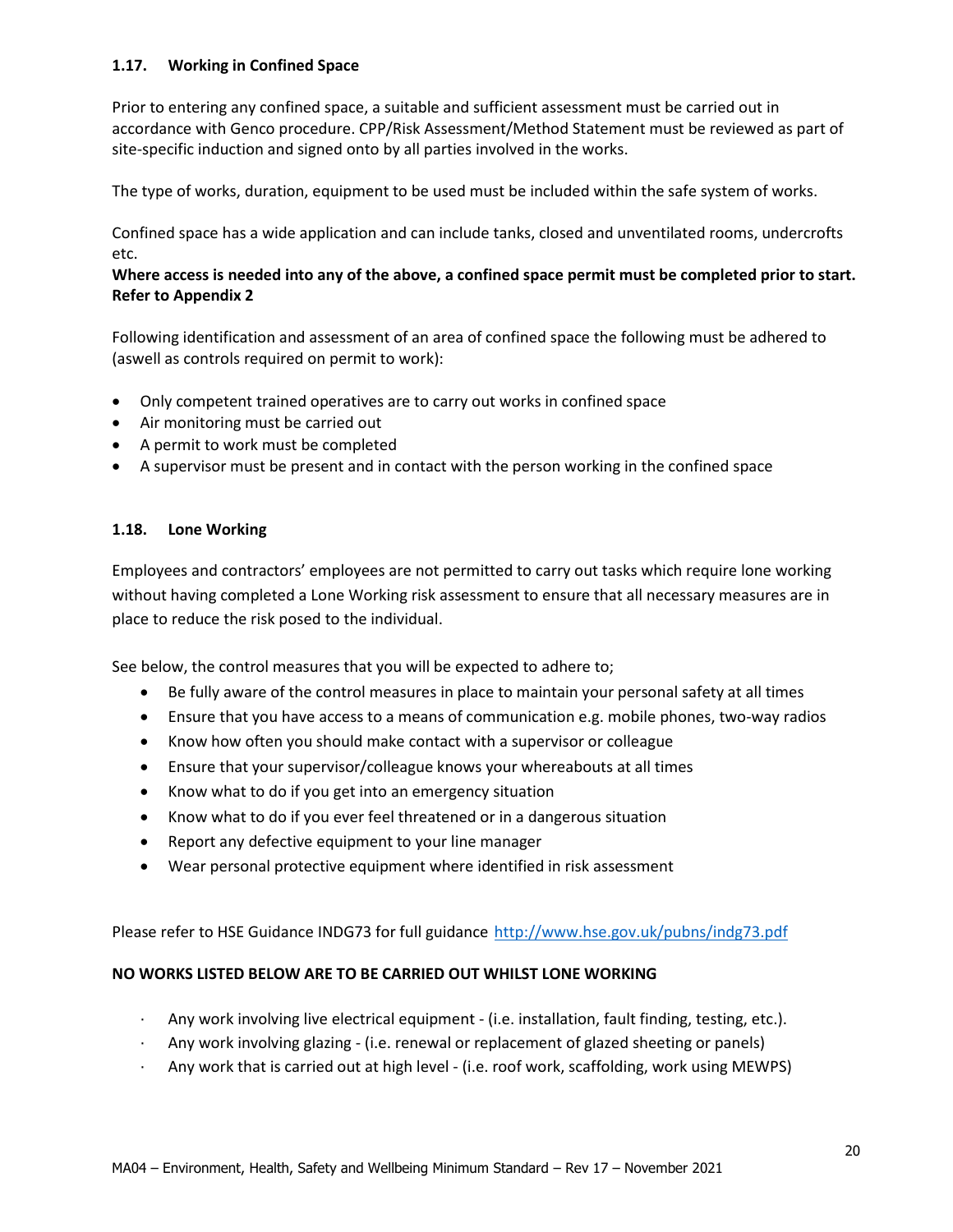### 1.17. Working in Confined Space

Prior to entering any confined space, a suitable and sufficient assessment must be carried out in accordance with Genco procedure. CPP/Risk Assessment/Method Statement must be reviewed as part of site-specific induction and signed onto by all parties involved in the works.

The type of works, duration, equipment to be used must be included within the safe system of works.

Confined space has a wide application and can include tanks, closed and unventilated rooms, undercrofts etc.

**Where access is needed into any of the above, a confined space permit must be completed prior to start. Refer to Appendix 2**

Following identification and assessment of an area of confined space the following must be adhered to (aswell as controls required on permit to work):

- Only competent trained operatives are to carry out works in confined space
- Air monitoring must be carried out
- A permit to work must be completed
- A supervisor must be present and in contact with the person working in the confined space

### 1.18. Lone Working

Employees and contractors' employees are not permitted to carry out tasks which require lone working without having completed a Lone Working risk assessment to ensure that all necessary measures are in place to reduce the risk posed to the individual.

See below, the control measures that you will be expected to adhere to;

- Be fully aware of the control measures in place to maintain your personal safety at all times
- Ensure that you have access to a means of communication e.g. mobile phones, two-way radios
- Know how often you should make contact with a supervisor or colleague
- Ensure that your supervisor/colleague knows your whereabouts at all times
- Know what to do if you get into an emergency situation
- Know what to do if you ever feel threatened or in a dangerous situation
- Report any defective equipment to your line manager
- Wear personal protective equipment where identified in risk assessment

Please refer to HSE Guidance INDG73 for full guidance http://www.hse.gov.uk/pubns/indg73.pdf

**NO WORKS LISTED BELOW ARE TO BE CARRIED OUT WHILST LONE WORKING**

- Any work involving live electrical equipment - (i.e. installation, fault finding, testing, etc.).
- Any work involving glazing - (i.e. renewal or replacement of glazed sheeting or panels)
- Any work that is carried out at high level - (i.e. roof work, scaffolding, work using MEWPS)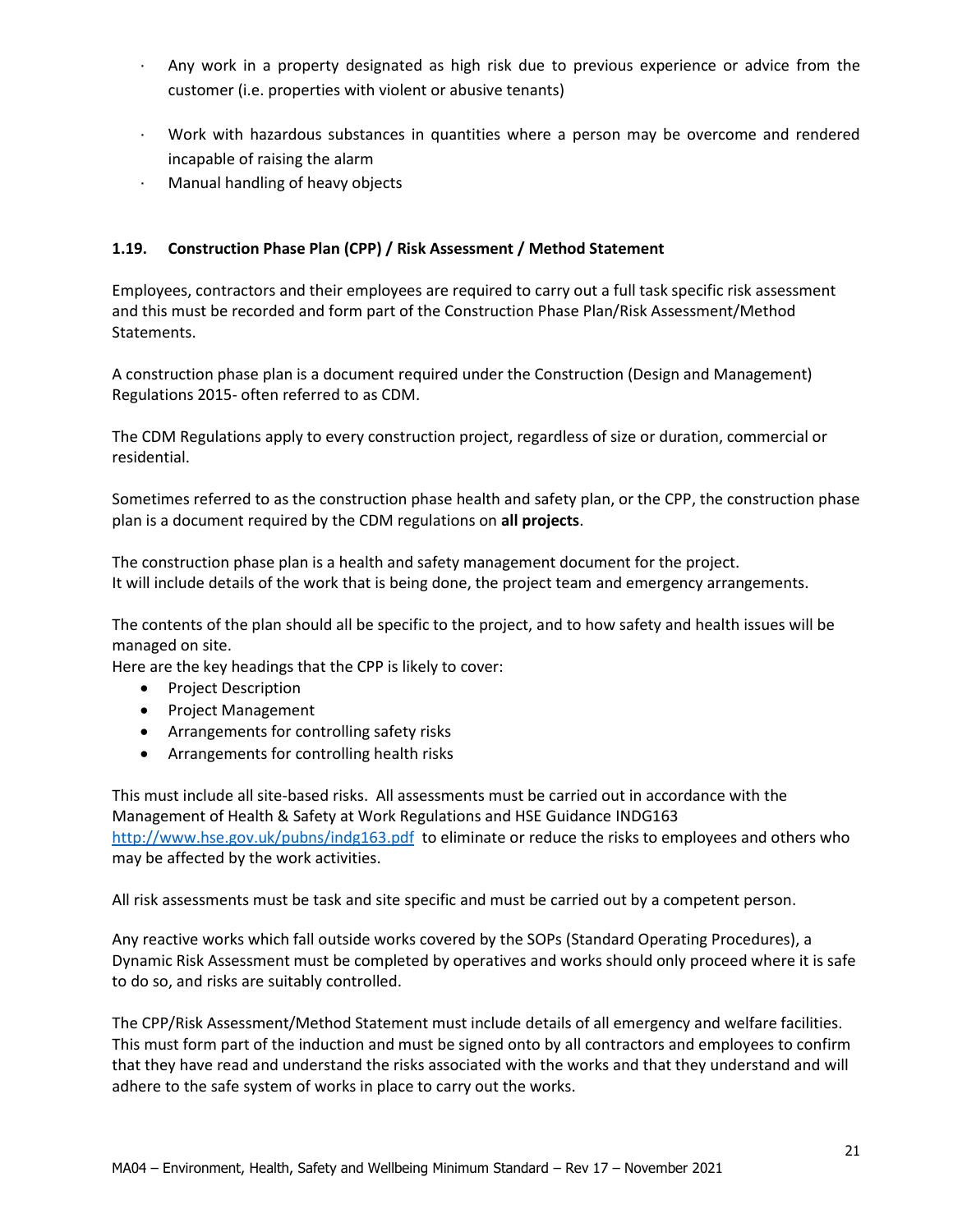- Any work in a property designated as high risk due to previous experience or advice from the customer (i.e. properties with violent or abusive tenants)
- Work with hazardous substances in quantities where a person may be overcome and rendered incapable of raising the alarm
- Manual handling of heavy objects

### 1.19. Construction Phase Plan (CPP) / Risk Assessment / Method Statement

Employees, contractors and their employees are required to carry out a full task specific risk assessment and this must be recorded and form part of the Construction Phase Plan/Risk Assessment/Method Statements.

A construction phase plan is a document required under the Construction (Design and Management) Regulations 2015- often referred to as CDM.

The CDM Regulations apply to every construction project, regardless of size or duration, commercial or residential.

Sometimes referred to as the construction phase health and safety plan, or the CPP, the construction phase plan is a document required by the CDM regulations on **all projects**.

The construction phase plan is a health and safety management document for the project.
It will include details of the work that is being done, the project team and emergency arrangements.

The contents of the plan should all be specific to the project, and to how safety and health issues will be managed on site.
Here are the key headings that the CPP is likely to cover:

- Project Description
- Project Management
- Arrangements for controlling safety risks
- Arrangements for controlling health risks

This must include all site-based risks. All assessments must be carried out in accordance with the Management of Health & Safety at Work Regulations and HSE Guidance INDG163 http://www.hse.gov.uk/pubns/indg163.pdf to eliminate or reduce the risks to employees and others who may be affected by the work activities.

All risk assessments must be task and site specific and must be carried out by a competent person.

Any reactive works which fall outside works covered by the SOPs (Standard Operating Procedures), a Dynamic Risk Assessment must be completed by operatives and works should only proceed where it is safe to do so, and risks are suitably controlled.

The CPP/Risk Assessment/Method Statement must include details of all emergency and welfare facilities. This must form part of the induction and must be signed onto by all contractors and employees to confirm that they have read and understand the risks associated with the works and that they understand and will adhere to the safe system of works in place to carry out the works.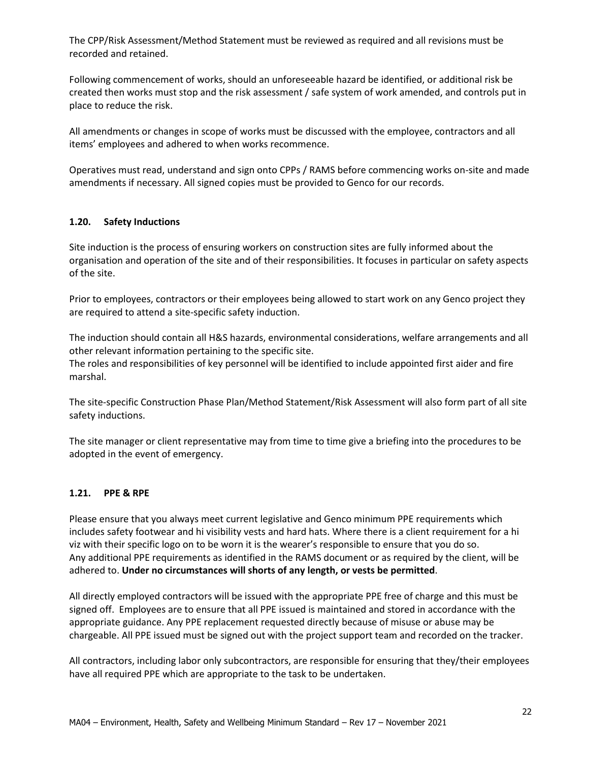The CPP/Risk Assessment/Method Statement must be reviewed as required and all revisions must be recorded and retained.

Following commencement of works, should an unforeseeable hazard be identified, or additional risk be created then works must stop and the risk assessment / safe system of work amended, and controls put in place to reduce the risk.

All amendments or changes in scope of works must be discussed with the employee, contractors and all items' employees and adhered to when works recommence.

Operatives must read, understand and sign onto CPPs / RAMS before commencing works on-site and made amendments if necessary. All signed copies must be provided to Genco for our records.

### 1.20. Safety Inductions

Site induction is the process of ensuring workers on construction sites are fully informed about the organisation and operation of the site and of their responsibilities. It focuses in particular on safety aspects of the site.

Prior to employees, contractors or their employees being allowed to start work on any Genco project they are required to attend a site-specific safety induction.

The induction should contain all H&S hazards, environmental considerations, welfare arrangements and all other relevant information pertaining to the specific site.
The roles and responsibilities of key personnel will be identified to include appointed first aider and fire marshal.

The site-specific Construction Phase Plan/Method Statement/Risk Assessment will also form part of all site safety inductions.

The site manager or client representative may from time to time give a briefing into the procedures to be adopted in the event of emergency.

### 1.21. PPE & RPE

Please ensure that you always meet current legislative and Genco minimum PPE requirements which includes safety footwear and hi visibility vests and hard hats. Where there is a client requirement for a hi viz with their specific logo on to be worn it is the wearer's responsible to ensure that you do so.
Any additional PPE requirements as identified in the RAMS document or as required by the client, will be adhered to. **Under no circumstances will shorts of any length, or vests be permitted**.

All directly employed contractors will be issued with the appropriate PPE free of charge and this must be signed off. Employees are to ensure that all PPE issued is maintained and stored in accordance with the appropriate guidance. Any PPE replacement requested directly because of misuse or abuse may be chargeable. All PPE issued must be signed out with the project support team and recorded on the tracker.

All contractors, including labor only subcontractors, are responsible for ensuring that they/their employees have all required PPE which are appropriate to the task to be undertaken.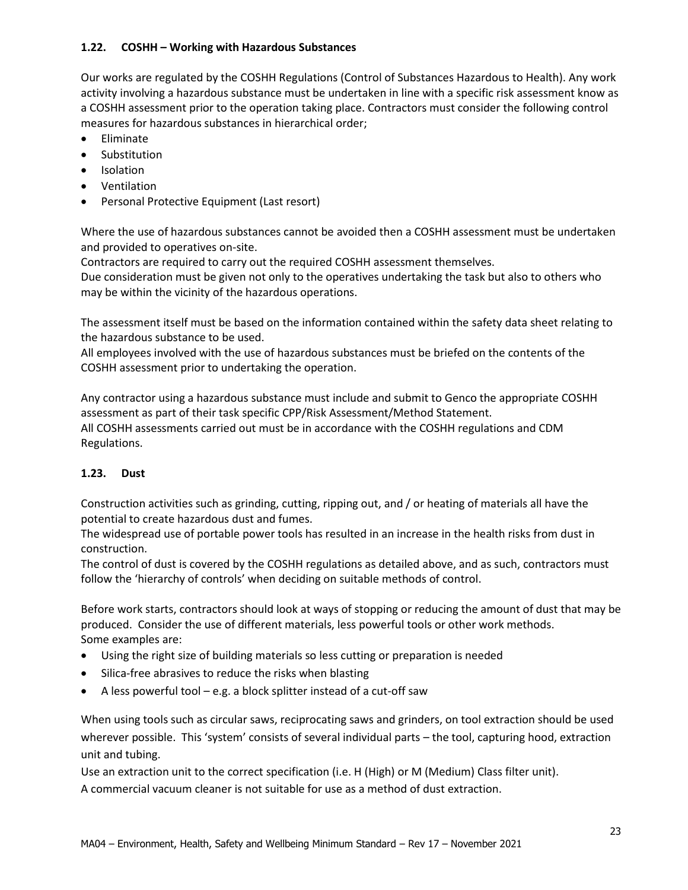### 1.22. COSHH – Working with Hazardous Substances

Our works are regulated by the COSHH Regulations (Control of Substances Hazardous to Health). Any work activity involving a hazardous substance must be undertaken in line with a specific risk assessment know as a COSHH assessment prior to the operation taking place. Contractors must consider the following control measures for hazardous substances in hierarchical order;

- Eliminate
- Substitution
- Isolation
- Ventilation
- Personal Protective Equipment (Last resort)

Where the use of hazardous substances cannot be avoided then a COSHH assessment must be undertaken and provided to operatives on-site.
Contractors are required to carry out the required COSHH assessment themselves.
Due consideration must be given not only to the operatives undertaking the task but also to others who may be within the vicinity of the hazardous operations.

The assessment itself must be based on the information contained within the safety data sheet relating to the hazardous substance to be used.
All employees involved with the use of hazardous substances must be briefed on the contents of the COSHH assessment prior to undertaking the operation.

Any contractor using a hazardous substance must include and submit to Genco the appropriate COSHH assessment as part of their task specific CPP/Risk Assessment/Method Statement.
All COSHH assessments carried out must be in accordance with the COSHH regulations and CDM Regulations.

### 1.23. Dust

Construction activities such as grinding, cutting, ripping out, and / or heating of materials all have the potential to create hazardous dust and fumes.
The widespread use of portable power tools has resulted in an increase in the health risks from dust in construction.
The control of dust is covered by the COSHH regulations as detailed above, and as such, contractors must follow the 'hierarchy of controls' when deciding on suitable methods of control.

Before work starts, contractors should look at ways of stopping or reducing the amount of dust that may be produced. Consider the use of different materials, less powerful tools or other work methods.
Some examples are:

- Using the right size of building materials so less cutting or preparation is needed
- Silica-free abrasives to reduce the risks when blasting
- A less powerful tool – e.g. a block splitter instead of a cut-off saw

When using tools such as circular saws, reciprocating saws and grinders, on tool extraction should be used wherever possible. This 'system' consists of several individual parts – the tool, capturing hood, extraction unit and tubing.
Use an extraction unit to the correct specification (i.e. H (High) or M (Medium) Class filter unit).
A commercial vacuum cleaner is not suitable for use as a method of dust extraction.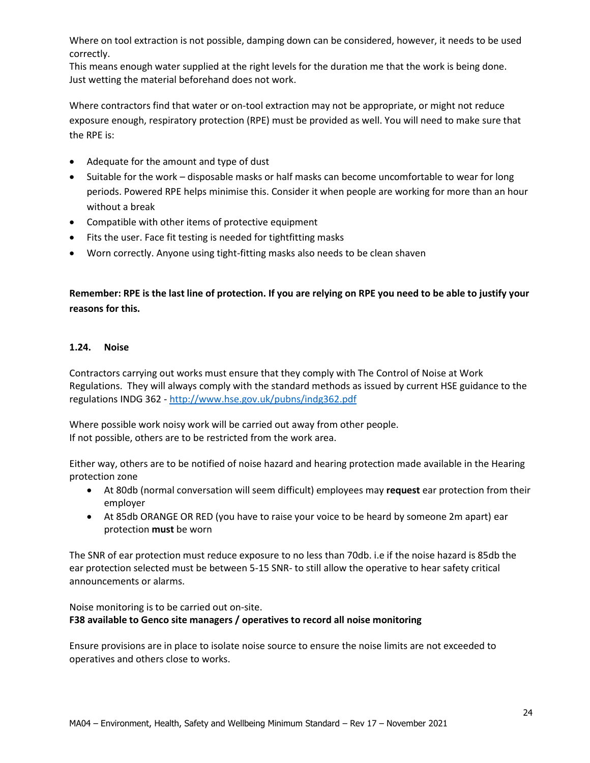Where on tool extraction is not possible, damping down can be considered, however, it needs to be used correctly.
This means enough water supplied at the right levels for the duration me that the work is being done. Just wetting the material beforehand does not work.

Where contractors find that water or on-tool extraction may not be appropriate, or might not reduce exposure enough, respiratory protection (RPE) must be provided as well. You will need to make sure that the RPE is:

- Adequate for the amount and type of dust
- Suitable for the work – disposable masks or half masks can become uncomfortable to wear for long periods. Powered RPE helps minimise this. Consider it when people are working for more than an hour without a break
- Compatible with other items of protective equipment
- Fits the user. Face fit testing is needed for tightfitting masks
- Worn correctly. Anyone using tight-fitting masks also needs to be clean shaven

**Remember: RPE is the last line of protection. If you are relying on RPE you need to be able to justify your reasons for this.**

### 1.24. Noise

Contractors carrying out works must ensure that they comply with The Control of Noise at Work Regulations. They will always comply with the standard methods as issued by current HSE guidance to the regulations INDG 362 - http://www.hse.gov.uk/pubns/indg362.pdf

Where possible work noisy work will be carried out away from other people.
If not possible, others are to be restricted from the work area.

Either way, others are to be notified of noise hazard and hearing protection made available in the Hearing protection zone

- At 80db (normal conversation will seem difficult) employees may **request** ear protection from their employer
- At 85db ORANGE OR RED (you have to raise your voice to be heard by someone 2m apart) ear protection **must** be worn

The SNR of ear protection must reduce exposure to no less than 70db. i.e if the noise hazard is 85db the ear protection selected must be between 5-15 SNR- to still allow the operative to hear safety critical announcements or alarms.

Noise monitoring is to be carried out on-site.
**F38 available to Genco site managers / operatives to record all noise monitoring**

Ensure provisions are in place to isolate noise source to ensure the noise limits are not exceeded to operatives and others close to works.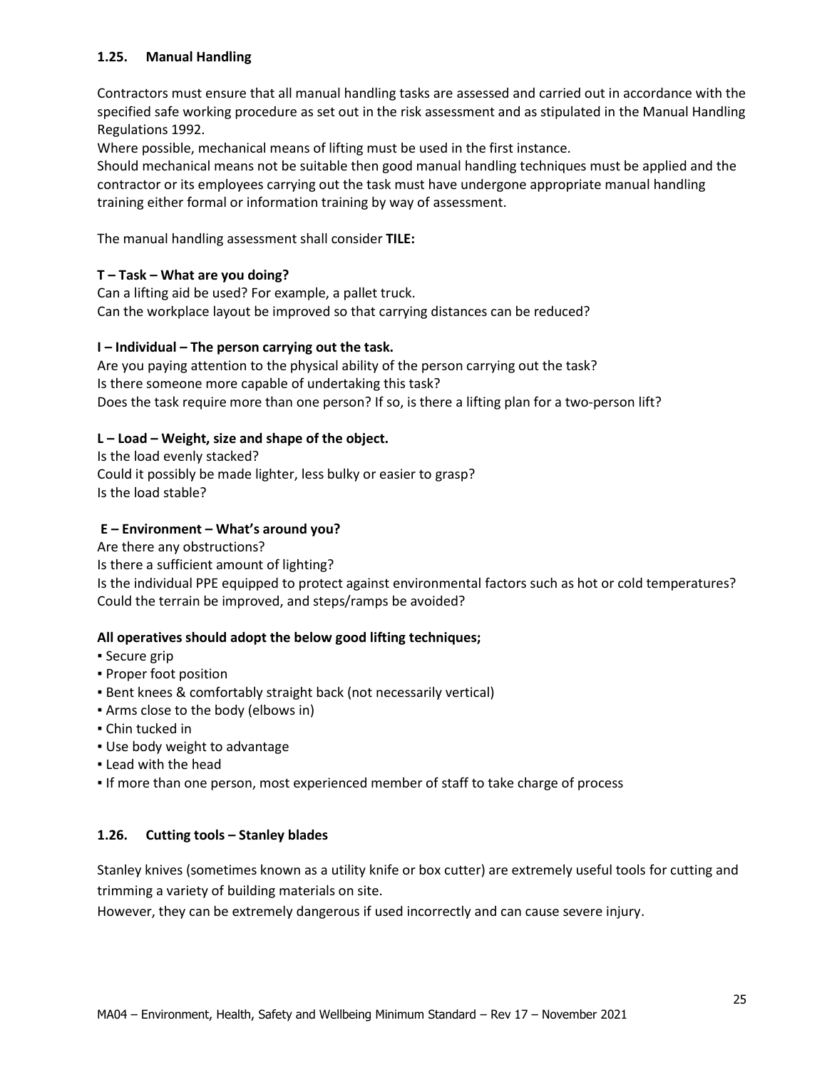### 1.25. Manual Handling

Contractors must ensure that all manual handling tasks are assessed and carried out in accordance with the specified safe working procedure as set out in the risk assessment and as stipulated in the Manual Handling Regulations 1992.

Where possible, mechanical means of lifting must be used in the first instance.

Should mechanical means not be suitable then good manual handling techniques must be applied and the contractor or its employees carrying out the task must have undergone appropriate manual handling training either formal or information training by way of assessment.

The manual handling assessment shall consider **TILE:**

**T – Task – What are you doing?**

Can a lifting aid be used? For example, a pallet truck.
Can the workplace layout be improved so that carrying distances can be reduced?

**I – Individual – The person carrying out the task.**

Are you paying attention to the physical ability of the person carrying out the task?
Is there someone more capable of undertaking this task?
Does the task require more than one person? If so, is there a lifting plan for a two-person lift?

**L – Load – Weight, size and shape of the object.**

Is the load evenly stacked?
Could it possibly be made lighter, less bulky or easier to grasp?
Is the load stable?

**E – Environment – What's around you?**

Are there any obstructions?
Is there a sufficient amount of lighting?
Is the individual PPE equipped to protect against environmental factors such as hot or cold temperatures?
Could the terrain be improved, and steps/ramps be avoided?

**All operatives should adopt the below good lifting techniques;**

- Secure grip
- Proper foot position
- Bent knees & comfortably straight back (not necessarily vertical)
- Arms close to the body (elbows in)
- Chin tucked in
- Use body weight to advantage
- Lead with the head
- If more than one person, most experienced member of staff to take charge of process

### 1.26. Cutting tools – Stanley blades

Stanley knives (sometimes known as a utility knife or box cutter) are extremely useful tools for cutting and trimming a variety of building materials on site.

However, they can be extremely dangerous if used incorrectly and can cause severe injury.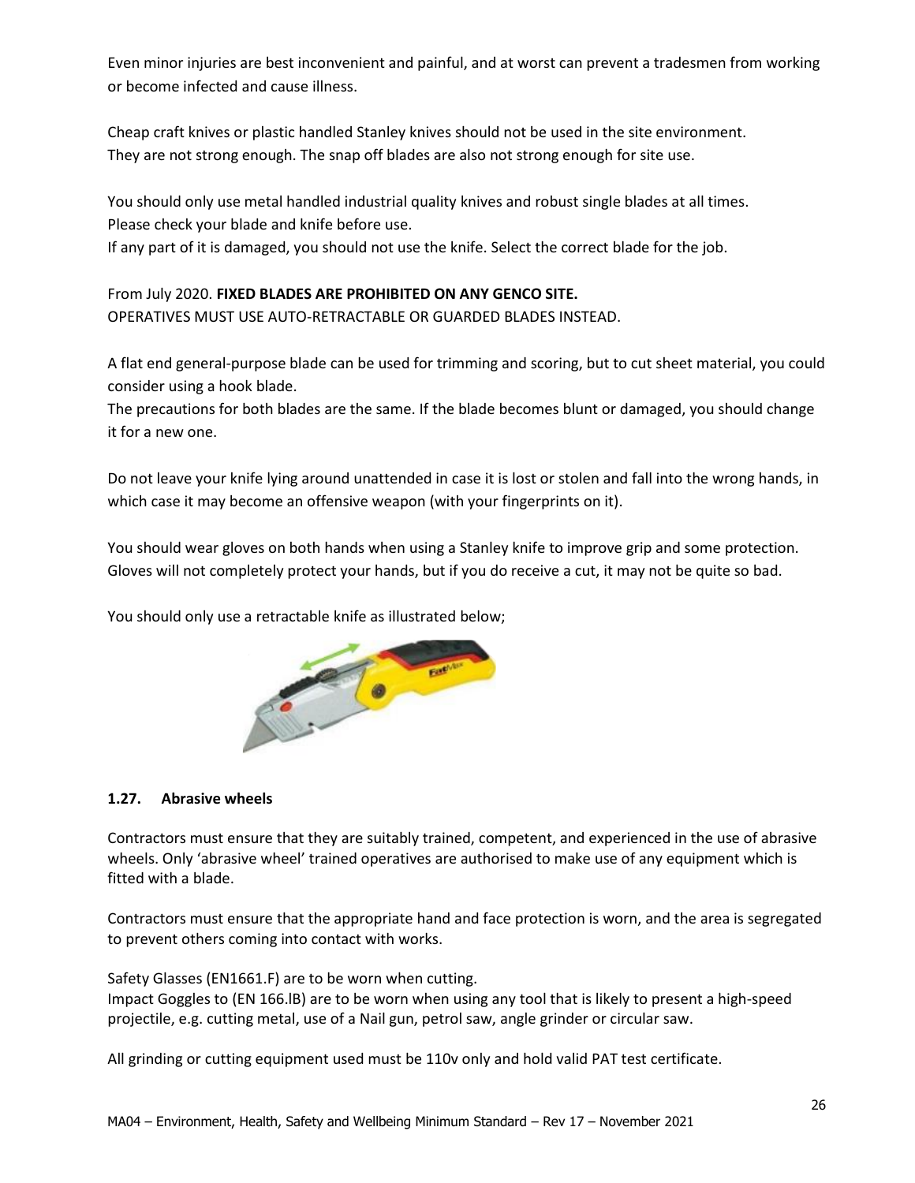Even minor injuries are best inconvenient and painful, and at worst can prevent a tradesmen from working or become infected and cause illness.

Cheap craft knives or plastic handled Stanley knives should not be used in the site environment. They are not strong enough. The snap off blades are also not strong enough for site use.

You should only use metal handled industrial quality knives and robust single blades at all times. Please check your blade and knife before use.
If any part of it is damaged, you should not use the knife. Select the correct blade for the job.

From July 2020. **FIXED BLADES ARE PROHIBITED ON ANY GENCO SITE.**
OPERATIVES MUST USE AUTO-RETRACTABLE OR GUARDED BLADES INSTEAD.

A flat end general-purpose blade can be used for trimming and scoring, but to cut sheet material, you could consider using a hook blade.
The precautions for both blades are the same. If the blade becomes blunt or damaged, you should change it for a new one.

Do not leave your knife lying around unattended in case it is lost or stolen and fall into the wrong hands, in which case it may become an offensive weapon (with your fingerprints on it).

You should wear gloves on both hands when using a Stanley knife to improve grip and some protection. Gloves will not completely protect your hands, but if you do receive a cut, it may not be quite so bad.

You should only use a retractable knife as illustrated below;

### 1.27. Abrasive wheels

Contractors must ensure that they are suitably trained, competent, and experienced in the use of abrasive wheels. Only 'abrasive wheel' trained operatives are authorised to make use of any equipment which is fitted with a blade.

Contractors must ensure that the appropriate hand and face protection is worn, and the area is segregated to prevent others coming into contact with works.

Safety Glasses (EN1661.F) are to be worn when cutting.
Impact Goggles to (EN 166.lB) are to be worn when using any tool that is likely to present a high-speed projectile, e.g. cutting metal, use of a Nail gun, petrol saw, angle grinder or circular saw.

All grinding or cutting equipment used must be 110v only and hold valid PAT test certificate.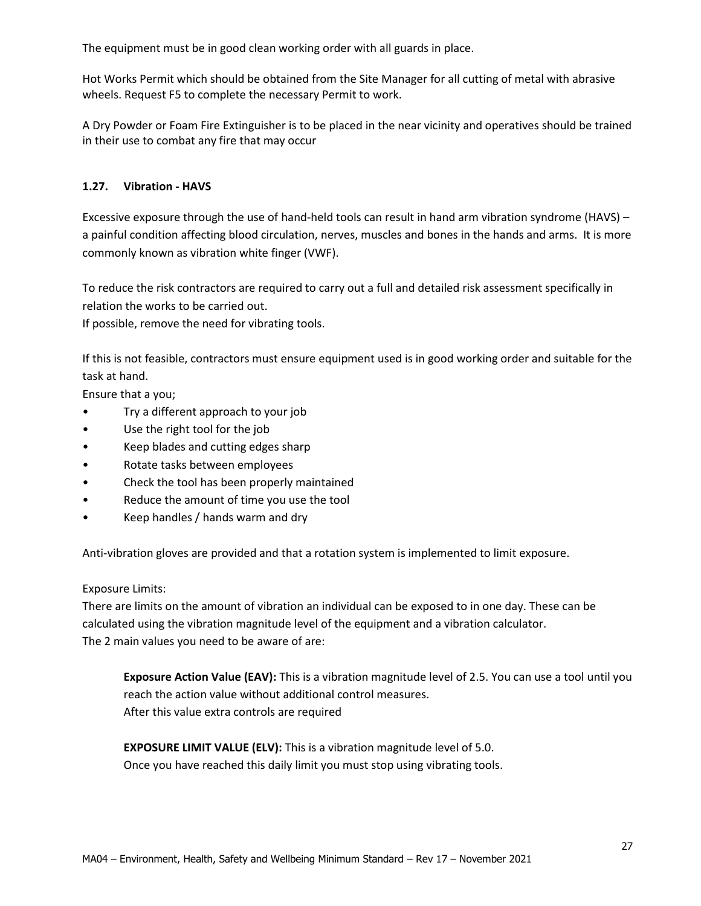The equipment must be in good clean working order with all guards in place.

Hot Works Permit which should be obtained from the Site Manager for all cutting of metal with abrasive wheels. Request F5 to complete the necessary Permit to work.

A Dry Powder or Foam Fire Extinguisher is to be placed in the near vicinity and operatives should be trained in their use to combat any fire that may occur

### 1.27. Vibration - HAVS

Excessive exposure through the use of hand-held tools can result in hand arm vibration syndrome (HAVS) – a painful condition affecting blood circulation, nerves, muscles and bones in the hands and arms. It is more commonly known as vibration white finger (VWF).

To reduce the risk contractors are required to carry out a full and detailed risk assessment specifically in relation the works to be carried out.
If possible, remove the need for vibrating tools.

If this is not feasible, contractors must ensure equipment used is in good working order and suitable for the task at hand.
Ensure that a you;

- Try a different approach to your job
- Use the right tool for the job
- Keep blades and cutting edges sharp
- Rotate tasks between employees
- Check the tool has been properly maintained
- Reduce the amount of time you use the tool
- Keep handles / hands warm and dry

Anti-vibration gloves are provided and that a rotation system is implemented to limit exposure.

Exposure Limits:
There are limits on the amount of vibration an individual can be exposed to in one day. These can be calculated using the vibration magnitude level of the equipment and a vibration calculator.
The 2 main values you need to be aware of are:

> **Exposure Action Value (EAV):** This is a vibration magnitude level of 2.5. You can use a tool until you reach the action value without additional control measures.
> After this value extra controls are required
>
> **EXPOSURE LIMIT VALUE (ELV):** This is a vibration magnitude level of 5.0.
> Once you have reached this daily limit you must stop using vibrating tools.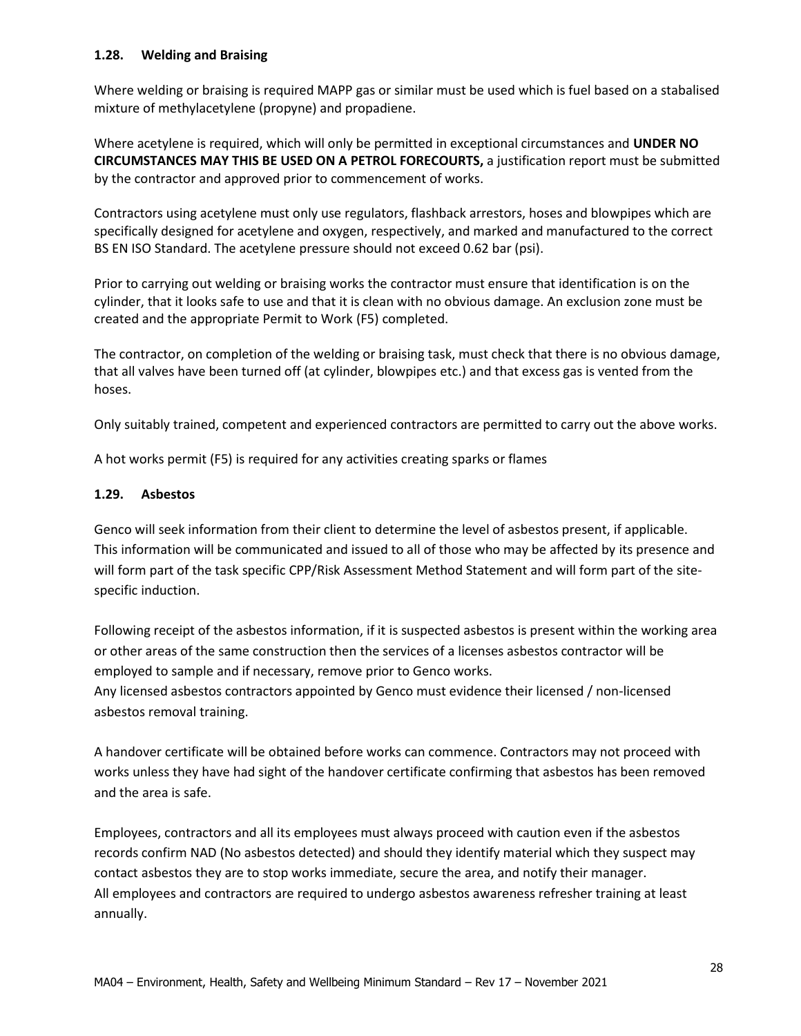### 1.28. Welding and Braising

Where welding or braising is required MAPP gas or similar must be used which is fuel based on a stabalised mixture of methylacetylene (propyne) and propadiene.

Where acetylene is required, which will only be permitted in exceptional circumstances and **UNDER NO CIRCUMSTANCES MAY THIS BE USED ON A PETROL FORECOURTS,** a justification report must be submitted by the contractor and approved prior to commencement of works.

Contractors using acetylene must only use regulators, flashback arrestors, hoses and blowpipes which are specifically designed for acetylene and oxygen, respectively, and marked and manufactured to the correct BS EN ISO Standard. The acetylene pressure should not exceed 0.62 bar (psi).

Prior to carrying out welding or braising works the contractor must ensure that identification is on the cylinder, that it looks safe to use and that it is clean with no obvious damage. An exclusion zone must be created and the appropriate Permit to Work (F5) completed.

The contractor, on completion of the welding or braising task, must check that there is no obvious damage, that all valves have been turned off (at cylinder, blowpipes etc.) and that excess gas is vented from the hoses.

Only suitably trained, competent and experienced contractors are permitted to carry out the above works.

A hot works permit (F5) is required for any activities creating sparks or flames

### 1.29. Asbestos

Genco will seek information from their client to determine the level of asbestos present, if applicable. This information will be communicated and issued to all of those who may be affected by its presence and will form part of the task specific CPP/Risk Assessment Method Statement and will form part of the site-specific induction.

Following receipt of the asbestos information, if it is suspected asbestos is present within the working area or other areas of the same construction then the services of a licenses asbestos contractor will be employed to sample and if necessary, remove prior to Genco works.
Any licensed asbestos contractors appointed by Genco must evidence their licensed / non-licensed asbestos removal training.

A handover certificate will be obtained before works can commence. Contractors may not proceed with works unless they have had sight of the handover certificate confirming that asbestos has been removed and the area is safe.

Employees, contractors and all its employees must always proceed with caution even if the asbestos records confirm NAD (No asbestos detected) and should they identify material which they suspect may contact asbestos they are to stop works immediate, secure the area, and notify their manager.
All employees and contractors are required to undergo asbestos awareness refresher training at least annually.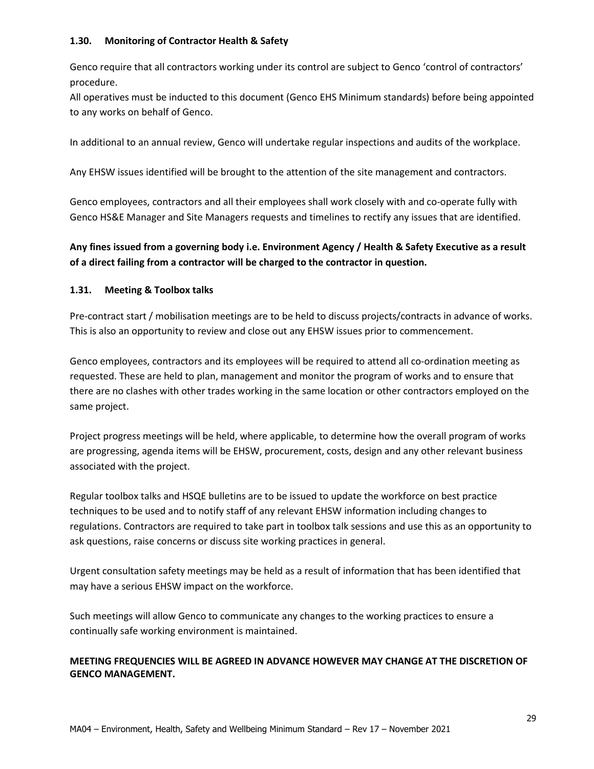### 1.30. Monitoring of Contractor Health & Safety

Genco require that all contractors working under its control are subject to Genco 'control of contractors' procedure.
All operatives must be inducted to this document (Genco EHS Minimum standards) before being appointed to any works on behalf of Genco.

In additional to an annual review, Genco will undertake regular inspections and audits of the workplace.

Any EHSW issues identified will be brought to the attention of the site management and contractors.

Genco employees, contractors and all their employees shall work closely with and co-operate fully with Genco HS&E Manager and Site Managers requests and timelines to rectify any issues that are identified.

**Any fines issued from a governing body i.e. Environment Agency / Health & Safety Executive as a result of a direct failing from a contractor will be charged to the contractor in question.**

### 1.31. Meeting & Toolbox talks

Pre-contract start / mobilisation meetings are to be held to discuss projects/contracts in advance of works. This is also an opportunity to review and close out any EHSW issues prior to commencement.

Genco employees, contractors and its employees will be required to attend all co-ordination meeting as requested. These are held to plan, management and monitor the program of works and to ensure that there are no clashes with other trades working in the same location or other contractors employed on the same project.

Project progress meetings will be held, where applicable, to determine how the overall program of works are progressing, agenda items will be EHSW, procurement, costs, design and any other relevant business associated with the project.

Regular toolbox talks and HSQE bulletins are to be issued to update the workforce on best practice techniques to be used and to notify staff of any relevant EHSW information including changes to regulations. Contractors are required to take part in toolbox talk sessions and use this as an opportunity to ask questions, raise concerns or discuss site working practices in general.

Urgent consultation safety meetings may be held as a result of information that has been identified that may have a serious EHSW impact on the workforce.

Such meetings will allow Genco to communicate any changes to the working practices to ensure a continually safe working environment is maintained.

**MEETING FREQUENCIES WILL BE AGREED IN ADVANCE HOWEVER MAY CHANGE AT THE DISCRETION OF GENCO MANAGEMENT.**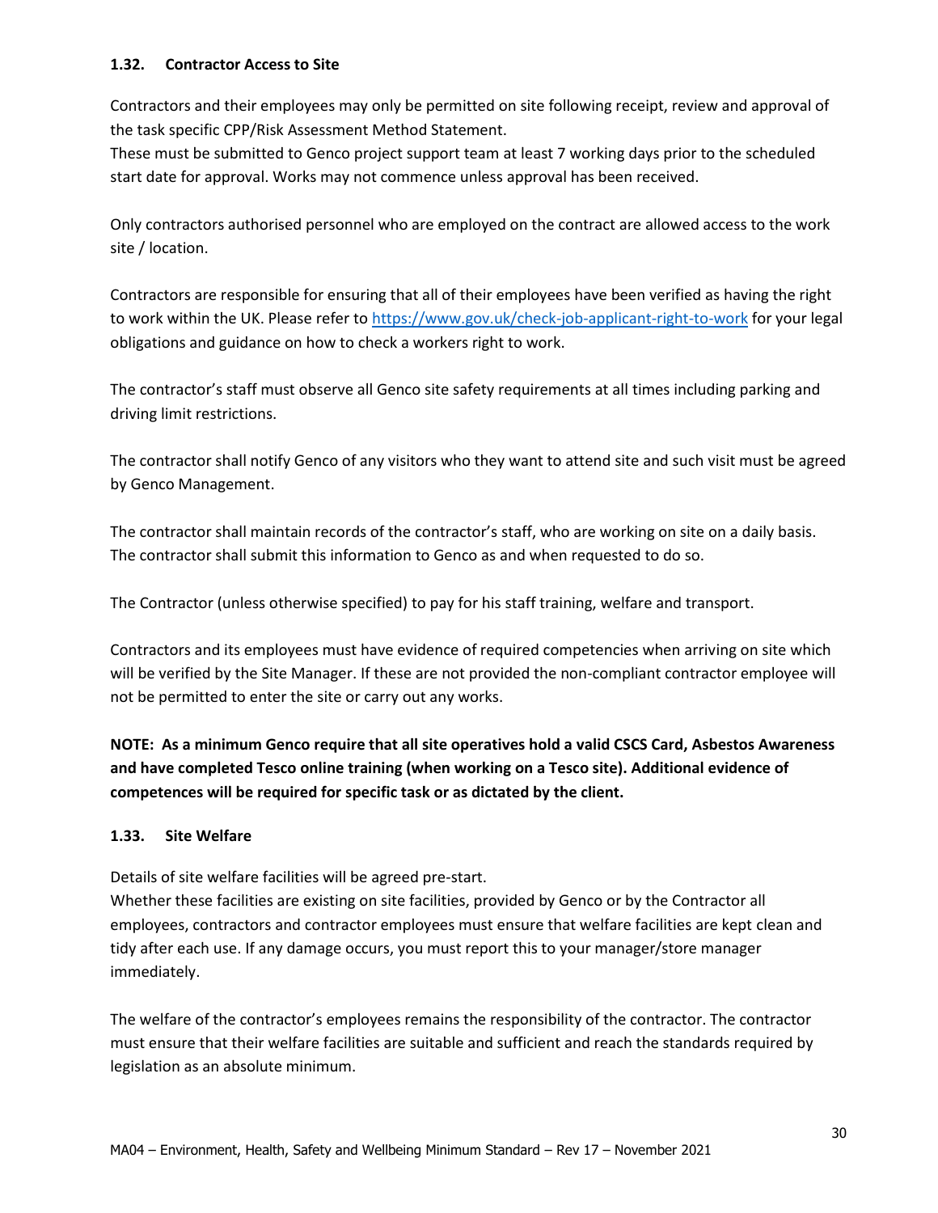### 1.32. Contractor Access to Site

Contractors and their employees may only be permitted on site following receipt, review and approval of the task specific CPP/Risk Assessment Method Statement.
These must be submitted to Genco project support team at least 7 working days prior to the scheduled start date for approval. Works may not commence unless approval has been received.

Only contractors authorised personnel who are employed on the contract are allowed access to the work site / location.

Contractors are responsible for ensuring that all of their employees have been verified as having the right to work within the UK. Please refer to https://www.gov.uk/check-job-applicant-right-to-work for your legal obligations and guidance on how to check a workers right to work.

The contractor's staff must observe all Genco site safety requirements at all times including parking and driving limit restrictions.

The contractor shall notify Genco of any visitors who they want to attend site and such visit must be agreed by Genco Management.

The contractor shall maintain records of the contractor's staff, who are working on site on a daily basis. The contractor shall submit this information to Genco as and when requested to do so.

The Contractor (unless otherwise specified) to pay for his staff training, welfare and transport.

Contractors and its employees must have evidence of required competencies when arriving on site which will be verified by the Site Manager. If these are not provided the non-compliant contractor employee will not be permitted to enter the site or carry out any works.

**NOTE: As a minimum Genco require that all site operatives hold a valid CSCS Card, Asbestos Awareness and have completed Tesco online training (when working on a Tesco site). Additional evidence of competences will be required for specific task or as dictated by the client.**

### 1.33. Site Welfare

Details of site welfare facilities will be agreed pre-start.
Whether these facilities are existing on site facilities, provided by Genco or by the Contractor all employees, contractors and contractor employees must ensure that welfare facilities are kept clean and tidy after each use. If any damage occurs, you must report this to your manager/store manager immediately.

The welfare of the contractor's employees remains the responsibility of the contractor. The contractor must ensure that their welfare facilities are suitable and sufficient and reach the standards required by legislation as an absolute minimum.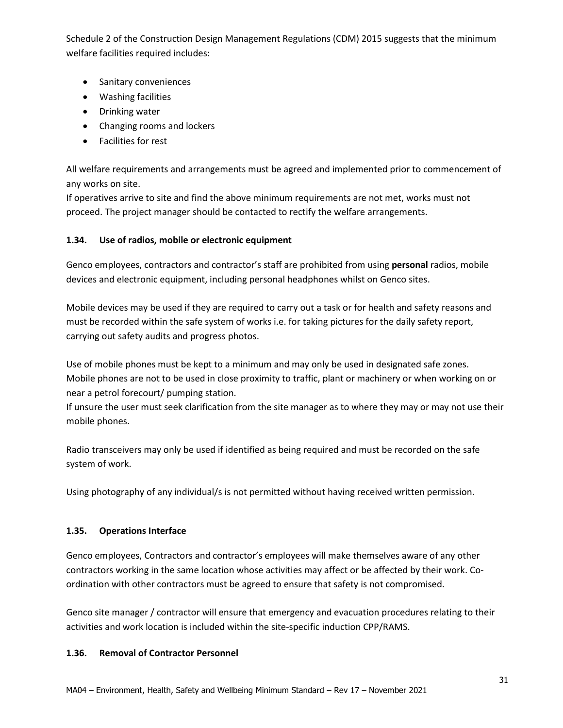Schedule 2 of the Construction Design Management Regulations (CDM) 2015 suggests that the minimum welfare facilities required includes:

- Sanitary conveniences
- Washing facilities
- Drinking water
- Changing rooms and lockers
- Facilities for rest

All welfare requirements and arrangements must be agreed and implemented prior to commencement of any works on site.
If operatives arrive to site and find the above minimum requirements are not met, works must not proceed. The project manager should be contacted to rectify the welfare arrangements.

### 1.34. Use of radios, mobile or electronic equipment

Genco employees, contractors and contractor's staff are prohibited from using **personal** radios, mobile devices and electronic equipment, including personal headphones whilst on Genco sites.

Mobile devices may be used if they are required to carry out a task or for health and safety reasons and must be recorded within the safe system of works i.e. for taking pictures for the daily safety report, carrying out safety audits and progress photos.

Use of mobile phones must be kept to a minimum and may only be used in designated safe zones. Mobile phones are not to be used in close proximity to traffic, plant or machinery or when working on or near a petrol forecourt/ pumping station.
If unsure the user must seek clarification from the site manager as to where they may or may not use their mobile phones.

Radio transceivers may only be used if identified as being required and must be recorded on the safe system of work.

Using photography of any individual/s is not permitted without having received written permission.

### 1.35. Operations Interface

Genco employees, Contractors and contractor's employees will make themselves aware of any other contractors working in the same location whose activities may affect or be affected by their work. Co-ordination with other contractors must be agreed to ensure that safety is not compromised.

Genco site manager / contractor will ensure that emergency and evacuation procedures relating to their activities and work location is included within the site-specific induction CPP/RAMS.

### 1.36. Removal of Contractor Personnel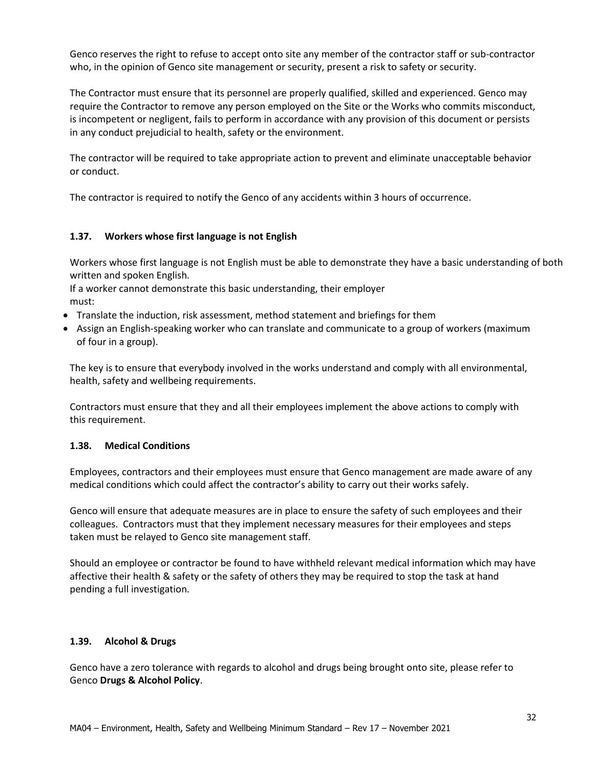Genco reserves the right to refuse to accept onto site any member of the contractor staff or sub-contractor who, in the opinion of Genco site management or security, present a risk to safety or security.

The Contractor must ensure that its personnel are properly qualified, skilled and experienced. Genco may require the Contractor to remove any person employed on the Site or the Works who commits misconduct, is incompetent or negligent, fails to perform in accordance with any provision of this document or persists in any conduct prejudicial to health, safety or the environment.

The contractor will be required to take appropriate action to prevent and eliminate unacceptable behavior or conduct.

The contractor is required to notify the Genco of any accidents within 3 hours of occurrence.

### 1.37. Workers whose first language is not English

Workers whose first language is not English must be able to demonstrate they have a basic understanding of both written and spoken English.
If a worker cannot demonstrate this basic understanding, their employer must:

- Translate the induction, risk assessment, method statement and briefings for them
- Assign an English-speaking worker who can translate and communicate to a group of workers (maximum of four in a group).

The key is to ensure that everybody involved in the works understand and comply with all environmental, health, safety and wellbeing requirements.

Contractors must ensure that they and all their employees implement the above actions to comply with this requirement.

### 1.38. Medical Conditions

Employees, contractors and their employees must ensure that Genco management are made aware of any medical conditions which could affect the contractor's ability to carry out their works safely.

Genco will ensure that adequate measures are in place to ensure the safety of such employees and their colleagues. Contractors must that they implement necessary measures for their employees and steps taken must be relayed to Genco site management staff.

Should an employee or contractor be found to have withheld relevant medical information which may have affective their health & safety or the safety of others they may be required to stop the task at hand pending a full investigation.

### 1.39. Alcohol & Drugs

Genco have a zero tolerance with regards to alcohol and drugs being brought onto site, please refer to Genco **Drugs & Alcohol Policy**.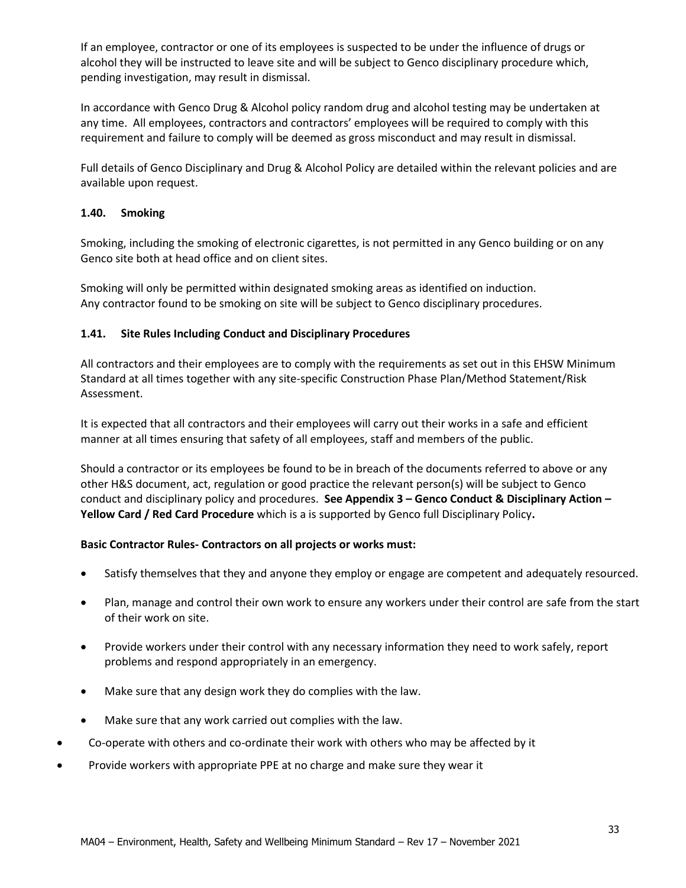If an employee, contractor or one of its employees is suspected to be under the influence of drugs or alcohol they will be instructed to leave site and will be subject to Genco disciplinary procedure which, pending investigation, may result in dismissal.

In accordance with Genco Drug & Alcohol policy random drug and alcohol testing may be undertaken at any time. All employees, contractors and contractors' employees will be required to comply with this requirement and failure to comply will be deemed as gross misconduct and may result in dismissal.

Full details of Genco Disciplinary and Drug & Alcohol Policy are detailed within the relevant policies and are available upon request.

### 1.40. Smoking

Smoking, including the smoking of electronic cigarettes, is not permitted in any Genco building or on any Genco site both at head office and on client sites.

Smoking will only be permitted within designated smoking areas as identified on induction.
Any contractor found to be smoking on site will be subject to Genco disciplinary procedures.

### 1.41. Site Rules Including Conduct and Disciplinary Procedures

All contractors and their employees are to comply with the requirements as set out in this EHSW Minimum Standard at all times together with any site-specific Construction Phase Plan/Method Statement/Risk Assessment.

It is expected that all contractors and their employees will carry out their works in a safe and efficient manner at all times ensuring that safety of all employees, staff and members of the public.

Should a contractor or its employees be found to be in breach of the documents referred to above or any other H&S document, act, regulation or good practice the relevant person(s) will be subject to Genco conduct and disciplinary policy and procedures. **See Appendix 3 – Genco Conduct & Disciplinary Action – Yellow Card / Red Card Procedure** which is a is supported by Genco full Disciplinary Policy**.**

**Basic Contractor Rules- Contractors on all projects or works must:**

- Satisfy themselves that they and anyone they employ or engage are competent and adequately resourced.
- Plan, manage and control their own work to ensure any workers under their control are safe from the start of their work on site.
- Provide workers under their control with any necessary information they need to work safely, report problems and respond appropriately in an emergency.
- Make sure that any design work they do complies with the law.
- Make sure that any work carried out complies with the law.
- Co-operate with others and co-ordinate their work with others who may be affected by it
- Provide workers with appropriate PPE at no charge and make sure they wear it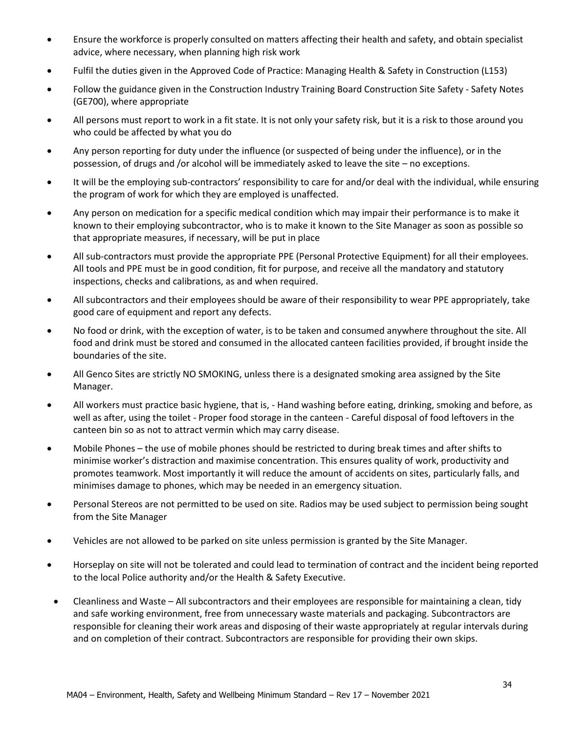- Ensure the workforce is properly consulted on matters affecting their health and safety, and obtain specialist advice, where necessary, when planning high risk work
- Fulfil the duties given in the Approved Code of Practice: Managing Health & Safety in Construction (L153)
- Follow the guidance given in the Construction Industry Training Board Construction Site Safety - Safety Notes (GE700), where appropriate
- All persons must report to work in a fit state. It is not only your safety risk, but it is a risk to those around you who could be affected by what you do
- Any person reporting for duty under the influence (or suspected of being under the influence), or in the possession, of drugs and /or alcohol will be immediately asked to leave the site – no exceptions.
- It will be the employing sub-contractors' responsibility to care for and/or deal with the individual, while ensuring the program of work for which they are employed is unaffected.
- Any person on medication for a specific medical condition which may impair their performance is to make it known to their employing subcontractor, who is to make it known to the Site Manager as soon as possible so that appropriate measures, if necessary, will be put in place
- All sub-contractors must provide the appropriate PPE (Personal Protective Equipment) for all their employees. All tools and PPE must be in good condition, fit for purpose, and receive all the mandatory and statutory inspections, checks and calibrations, as and when required.
- All subcontractors and their employees should be aware of their responsibility to wear PPE appropriately, take good care of equipment and report any defects.
- No food or drink, with the exception of water, is to be taken and consumed anywhere throughout the site. All food and drink must be stored and consumed in the allocated canteen facilities provided, if brought inside the boundaries of the site.
- All Genco Sites are strictly NO SMOKING, unless there is a designated smoking area assigned by the Site Manager.
- All workers must practice basic hygiene, that is, - Hand washing before eating, drinking, smoking and before, as well as after, using the toilet - Proper food storage in the canteen - Careful disposal of food leftovers in the canteen bin so as not to attract vermin which may carry disease.
- Mobile Phones – the use of mobile phones should be restricted to during break times and after shifts to minimise worker's distraction and maximise concentration. This ensures quality of work, productivity and promotes teamwork. Most importantly it will reduce the amount of accidents on sites, particularly falls, and minimises damage to phones, which may be needed in an emergency situation.
- Personal Stereos are not permitted to be used on site. Radios may be used subject to permission being sought from the Site Manager
- Vehicles are not allowed to be parked on site unless permission is granted by the Site Manager.
- Horseplay on site will not be tolerated and could lead to termination of contract and the incident being reported to the local Police authority and/or the Health & Safety Executive.
- Cleanliness and Waste – All subcontractors and their employees are responsible for maintaining a clean, tidy and safe working environment, free from unnecessary waste materials and packaging. Subcontractors are responsible for cleaning their work areas and disposing of their waste appropriately at regular intervals during and on completion of their contract. Subcontractors are responsible for providing their own skips.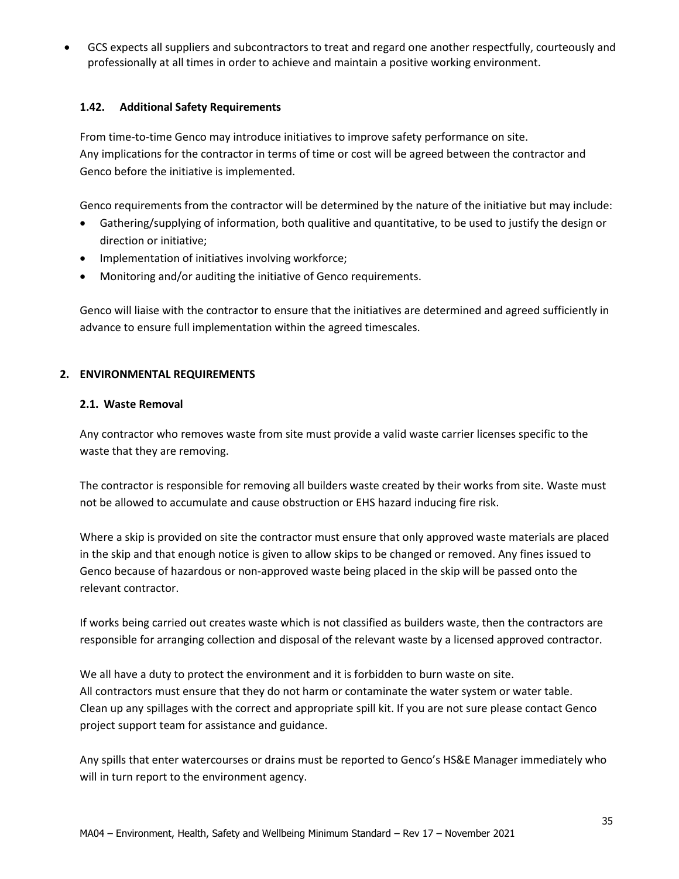- GCS expects all suppliers and subcontractors to treat and regard one another respectfully, courteously and professionally at all times in order to achieve and maintain a positive working environment.

### 1.42. Additional Safety Requirements

From time-to-time Genco may introduce initiatives to improve safety performance on site.
Any implications for the contractor in terms of time or cost will be agreed between the contractor and Genco before the initiative is implemented.

Genco requirements from the contractor will be determined by the nature of the initiative but may include:

- Gathering/supplying of information, both qualitive and quantitative, to be used to justify the design or direction or initiative;
- Implementation of initiatives involving workforce;
- Monitoring and/or auditing the initiative of Genco requirements.

Genco will liaise with the contractor to ensure that the initiatives are determined and agreed sufficiently in advance to ensure full implementation within the agreed timescales.

## 2. ENVIRONMENTAL REQUIREMENTS

### 2.1. Waste Removal

Any contractor who removes waste from site must provide a valid waste carrier licenses specific to the waste that they are removing.

The contractor is responsible for removing all builders waste created by their works from site. Waste must not be allowed to accumulate and cause obstruction or EHS hazard inducing fire risk.

Where a skip is provided on site the contractor must ensure that only approved waste materials are placed in the skip and that enough notice is given to allow skips to be changed or removed. Any fines issued to Genco because of hazardous or non-approved waste being placed in the skip will be passed onto the relevant contractor.

If works being carried out creates waste which is not classified as builders waste, then the contractors are responsible for arranging collection and disposal of the relevant waste by a licensed approved contractor.

We all have a duty to protect the environment and it is forbidden to burn waste on site.
All contractors must ensure that they do not harm or contaminate the water system or water table.
Clean up any spillages with the correct and appropriate spill kit. If you are not sure please contact Genco project support team for assistance and guidance.

Any spills that enter watercourses or drains must be reported to Genco's HS&E Manager immediately who will in turn report to the environment agency.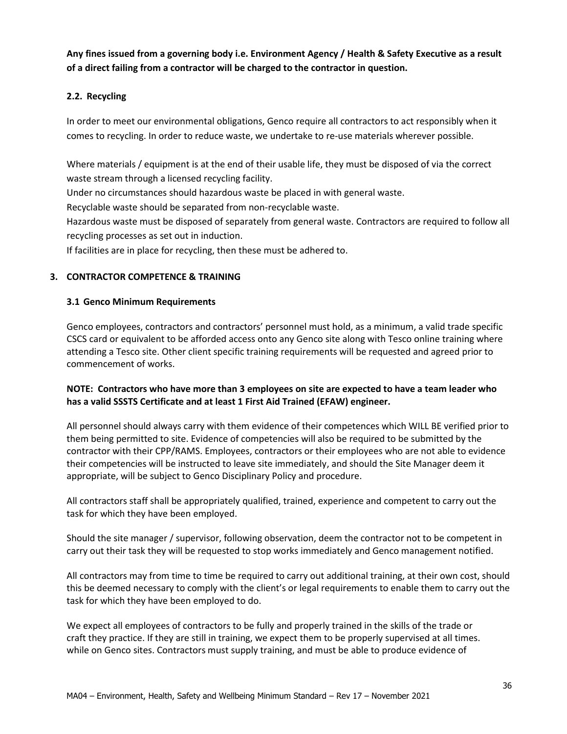**Any fines issued from a governing body i.e. Environment Agency / Health & Safety Executive as a result of a direct failing from a contractor will be charged to the contractor in question.**

### 2.2. Recycling

In order to meet our environmental obligations, Genco require all contractors to act responsibly when it comes to recycling. In order to reduce waste, we undertake to re-use materials wherever possible.

Where materials / equipment is at the end of their usable life, they must be disposed of via the correct waste stream through a licensed recycling facility.
Under no circumstances should hazardous waste be placed in with general waste.
Recyclable waste should be separated from non-recyclable waste.
Hazardous waste must be disposed of separately from general waste. Contractors are required to follow all recycling processes as set out in induction.
If facilities are in place for recycling, then these must be adhered to.

## 3. CONTRACTOR COMPETENCE & TRAINING

### 3.1 Genco Minimum Requirements

Genco employees, contractors and contractors' personnel must hold, as a minimum, a valid trade specific CSCS card or equivalent to be afforded access onto any Genco site along with Tesco online training where attending a Tesco site. Other client specific training requirements will be requested and agreed prior to commencement of works.

**NOTE: Contractors who have more than 3 employees on site are expected to have a team leader who has a valid SSSTS Certificate and at least 1 First Aid Trained (EFAW) engineer.**

All personnel should always carry with them evidence of their competences which WILL BE verified prior to them being permitted to site. Evidence of competencies will also be required to be submitted by the contractor with their CPP/RAMS. Employees, contractors or their employees who are not able to evidence their competencies will be instructed to leave site immediately, and should the Site Manager deem it appropriate, will be subject to Genco Disciplinary Policy and procedure.

All contractors staff shall be appropriately qualified, trained, experience and competent to carry out the task for which they have been employed.

Should the site manager / supervisor, following observation, deem the contractor not to be competent in carry out their task they will be requested to stop works immediately and Genco management notified.

All contractors may from time to time be required to carry out additional training, at their own cost, should this be deemed necessary to comply with the client's or legal requirements to enable them to carry out the task for which they have been employed to do.

We expect all employees of contractors to be fully and properly trained in the skills of the trade or craft they practice. If they are still in training, we expect them to be properly supervised at all times. while on Genco sites. Contractors must supply training, and must be able to produce evidence of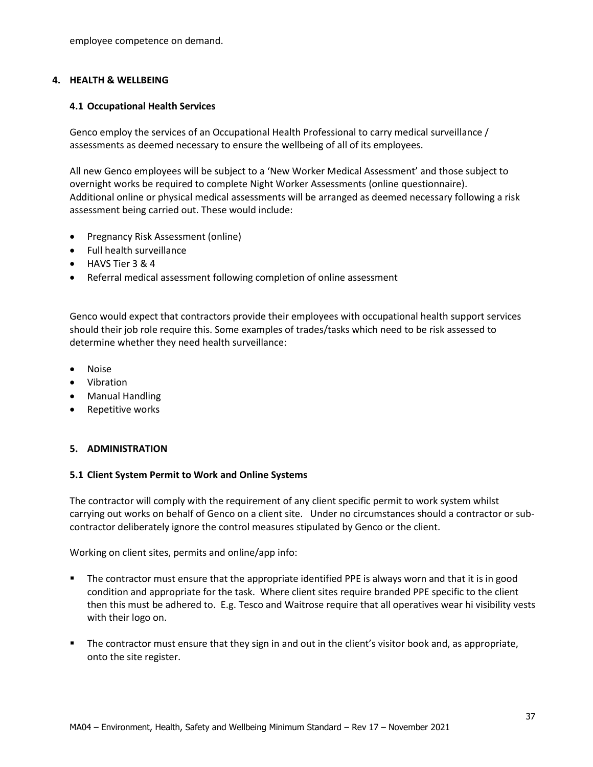employee competence on demand.

## 4. HEALTH & WELLBEING

### 4.1 Occupational Health Services

Genco employ the services of an Occupational Health Professional to carry medical surveillance / assessments as deemed necessary to ensure the wellbeing of all of its employees.

All new Genco employees will be subject to a 'New Worker Medical Assessment' and those subject to overnight works be required to complete Night Worker Assessments (online questionnaire). Additional online or physical medical assessments will be arranged as deemed necessary following a risk assessment being carried out. These would include:

- Pregnancy Risk Assessment (online)
- Full health surveillance
- HAVS Tier 3 & 4
- Referral medical assessment following completion of online assessment

Genco would expect that contractors provide their employees with occupational health support services should their job role require this. Some examples of trades/tasks which need to be risk assessed to determine whether they need health surveillance:

- Noise
- Vibration
- Manual Handling
- Repetitive works

## 5. ADMINISTRATION

### 5.1 Client System Permit to Work and Online Systems

The contractor will comply with the requirement of any client specific permit to work system whilst carrying out works on behalf of Genco on a client site. Under no circumstances should a contractor or sub-contractor deliberately ignore the control measures stipulated by Genco or the client.

Working on client sites, permits and online/app info:

- The contractor must ensure that the appropriate identified PPE is always worn and that it is in good condition and appropriate for the task. Where client sites require branded PPE specific to the client then this must be adhered to. E.g. Tesco and Waitrose require that all operatives wear hi visibility vests with their logo on.
- The contractor must ensure that they sign in and out in the client's visitor book and, as appropriate, onto the site register.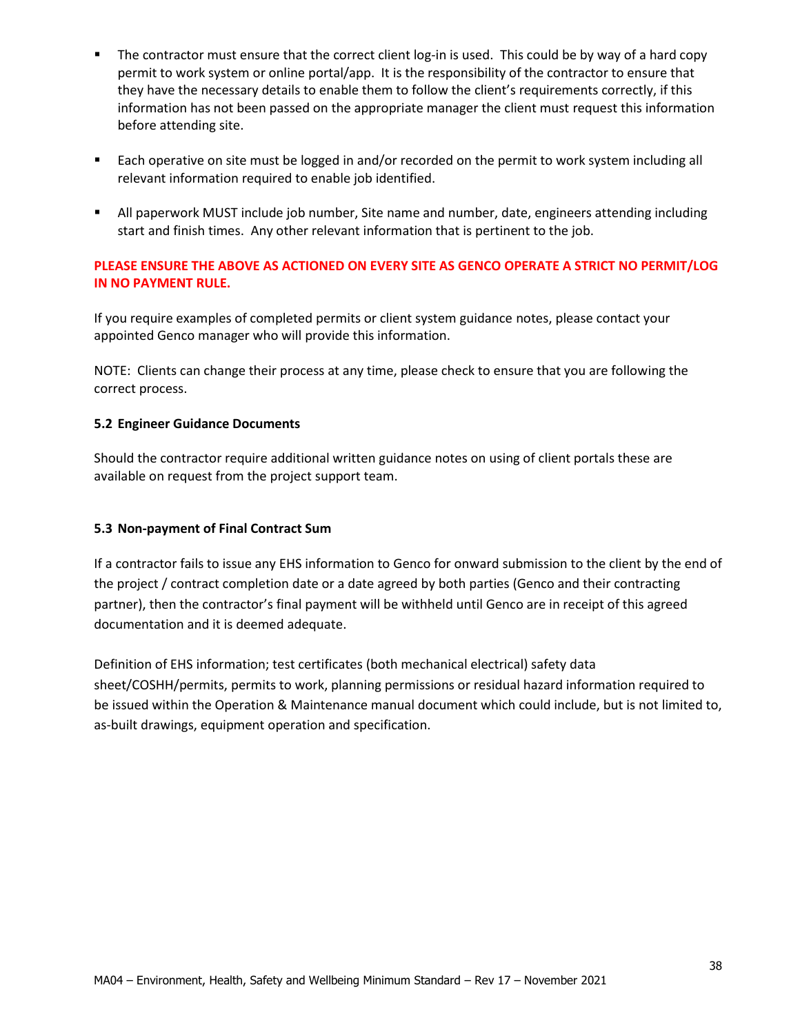- The contractor must ensure that the correct client log-in is used. This could be by way of a hard copy permit to work system or online portal/app. It is the responsibility of the contractor to ensure that they have the necessary details to enable them to follow the client's requirements correctly, if this information has not been passed on the appropriate manager the client must request this information before attending site.

- Each operative on site must be logged in and/or recorded on the permit to work system including all relevant information required to enable job identified.

- All paperwork MUST include job number, Site name and number, date, engineers attending including start and finish times. Any other relevant information that is pertinent to the job.

**PLEASE ENSURE THE ABOVE AS ACTIONED ON EVERY SITE AS GENCO OPERATE A STRICT NO PERMIT/LOG IN NO PAYMENT RULE.**

If you require examples of completed permits or client system guidance notes, please contact your appointed Genco manager who will provide this information.

NOTE: Clients can change their process at any time, please check to ensure that you are following the correct process.

### 5.2 Engineer Guidance Documents

Should the contractor require additional written guidance notes on using of client portals these are available on request from the project support team.

### 5.3 Non-payment of Final Contract Sum

If a contractor fails to issue any EHS information to Genco for onward submission to the client by the end of the project / contract completion date or a date agreed by both parties (Genco and their contracting partner), then the contractor's final payment will be withheld until Genco are in receipt of this agreed documentation and it is deemed adequate.

Definition of EHS information; test certificates (both mechanical electrical) safety data sheet/COSHH/permits, permits to work, planning permissions or residual hazard information required to be issued within the Operation & Maintenance manual document which could include, but is not limited to, as-built drawings, equipment operation and specification.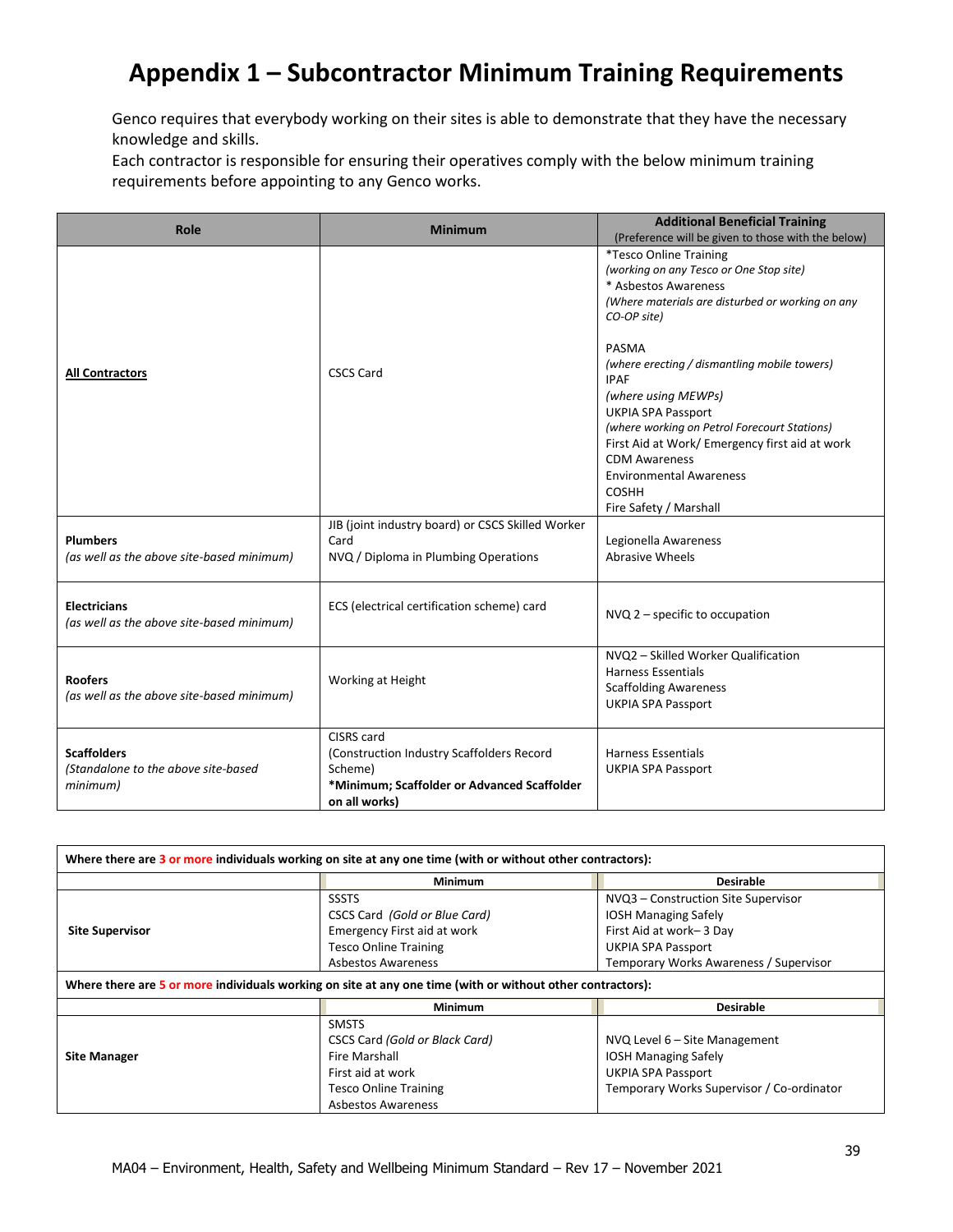# Appendix 1 – Subcontractor Minimum Training Requirements

Genco requires that everybody working on their sites is able to demonstrate that they have the necessary knowledge and skills.
Each contractor is responsible for ensuring their operatives comply with the below minimum training requirements before appointing to any Genco works.

| Role | Minimum | Additional Beneficial Training (Preference will be given to those with the below) |
|---|---|---|
| **All Contractors** | CSCS Card | *Tesco Online Training<br>*(working on any Tesco or One Stop site)*<br>* Asbestos Awareness<br>*(Where materials are disturbed or working on any CO-OP site)*<br><br>PASMA<br>*(where erecting / dismantling mobile towers)*<br>IPAF<br>*(where using MEWPs)*<br>UKPIA SPA Passport<br>*(where working on Petrol Forecourt Stations)*<br>First Aid at Work/ Emergency first aid at work<br>CDM Awareness<br>Environmental Awareness<br>COSHH<br>Fire Safety / Marshall |
| **Plumbers**<br>*(as well as the above site-based minimum)* | JIB (joint industry board) or CSCS Skilled Worker Card<br>NVQ / Diploma in Plumbing Operations | Legionella Awareness<br>Abrasive Wheels |
| **Electricians**<br>*(as well as the above site-based minimum)* | ECS (electrical certification scheme) card | NVQ 2 – specific to occupation |
| **Roofers**<br>*(as well as the above site-based minimum)* | Working at Height | NVQ2 – Skilled Worker Qualification<br>Harness Essentials<br>Scaffolding Awareness<br>UKPIA SPA Passport |
| **Scaffolders**<br>*(Standalone to the above site-based minimum)* | CISRS card<br>(Construction Industry Scaffolders Record Scheme)<br>***Minimum; Scaffolder or Advanced Scaffolder on all works)** | Harness Essentials<br>UKPIA SPA Passport |

| **Where there are 3 or more individuals working on site at any one time (with or without other contractors):** | | |
|---|---|---|
| | **Minimum** | **Desirable** |
| **Site Supervisor** | SSSTS<br>CSCS Card *(Gold or Blue Card)*<br>Emergency First aid at work<br>Tesco Online Training<br>Asbestos Awareness | NVQ3 – Construction Site Supervisor<br>IOSH Managing Safely<br>First Aid at work– 3 Day<br>UKPIA SPA Passport<br>Temporary Works Awareness / Supervisor |
| **Where there are 5 or more individuals working on site at any one time (with or without other contractors):** | | |
| | **Minimum** | **Desirable** |
| **Site Manager** | SMSTS<br>CSCS Card *(Gold or Black Card)*<br>Fire Marshall<br>First aid at work<br>Tesco Online Training<br>Asbestos Awareness | NVQ Level 6 – Site Management<br>IOSH Managing Safely<br>UKPIA SPA Passport<br>Temporary Works Supervisor / Co-ordinator |

MA04 – Environment, Health, Safety and Wellbeing Minimum Standard – Rev 17 – November 2021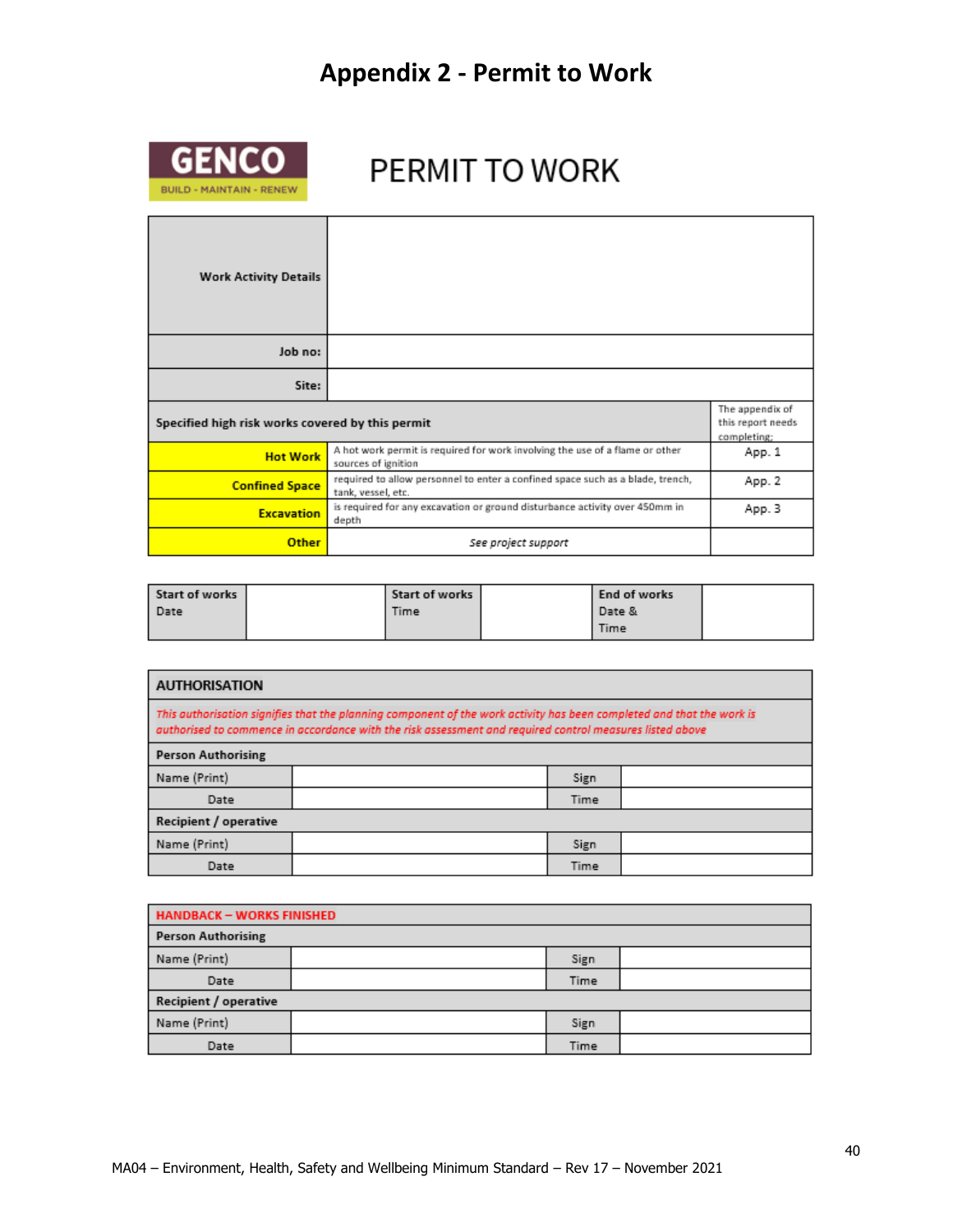# Appendix 2 - Permit to Work

GENCO
BUILD - MAINTAIN - RENEW

## PERMIT TO WORK

| | | |
|---|---|---|
| **Work Activity Details** | | |
| **Job no:** | | |
| **Site:** | | |
| **Specified high risk works covered by this permit** | | The appendix of this report needs completing: |
| **Hot Work** | A hot work permit is required for work involving the use of a flame or other sources of ignition | App. 1 |
| **Confined Space** | required to allow personnel to enter a confined space such as a blade, trench, tank, vessel, etc. | App. 2 |
| **Excavation** | is required for any excavation or ground disturbance activity over 450mm in depth | App. 3 |
| **Other** | *See project support* | |

| **Start of works** Date | | **Start of works** Time | | **End of works** Date & Time | |
|---|---|---|---|---|---|

| **AUTHORISATION** | | | |
|---|---|---|---|
| *This authorisation signifies that the planning component of the work activity has been completed and that the work is authorised to commence in accordance with the risk assessment and required control measures listed above* | | | |
| **Person Authorising** | | | |
| Name (Print) | | Sign | |
| Date | | Time | |
| **Recipient / operative** | | | |
| Name (Print) | | Sign | |
| Date | | Time | |

| **HANDBACK – WORKS FINISHED** | | | |
|---|---|---|---|
| **Person Authorising** | | | |
| Name (Print) | | Sign | |
| Date | | Time | |
| **Recipient / operative** | | | |
| Name (Print) | | Sign | |
| Date | | Time | |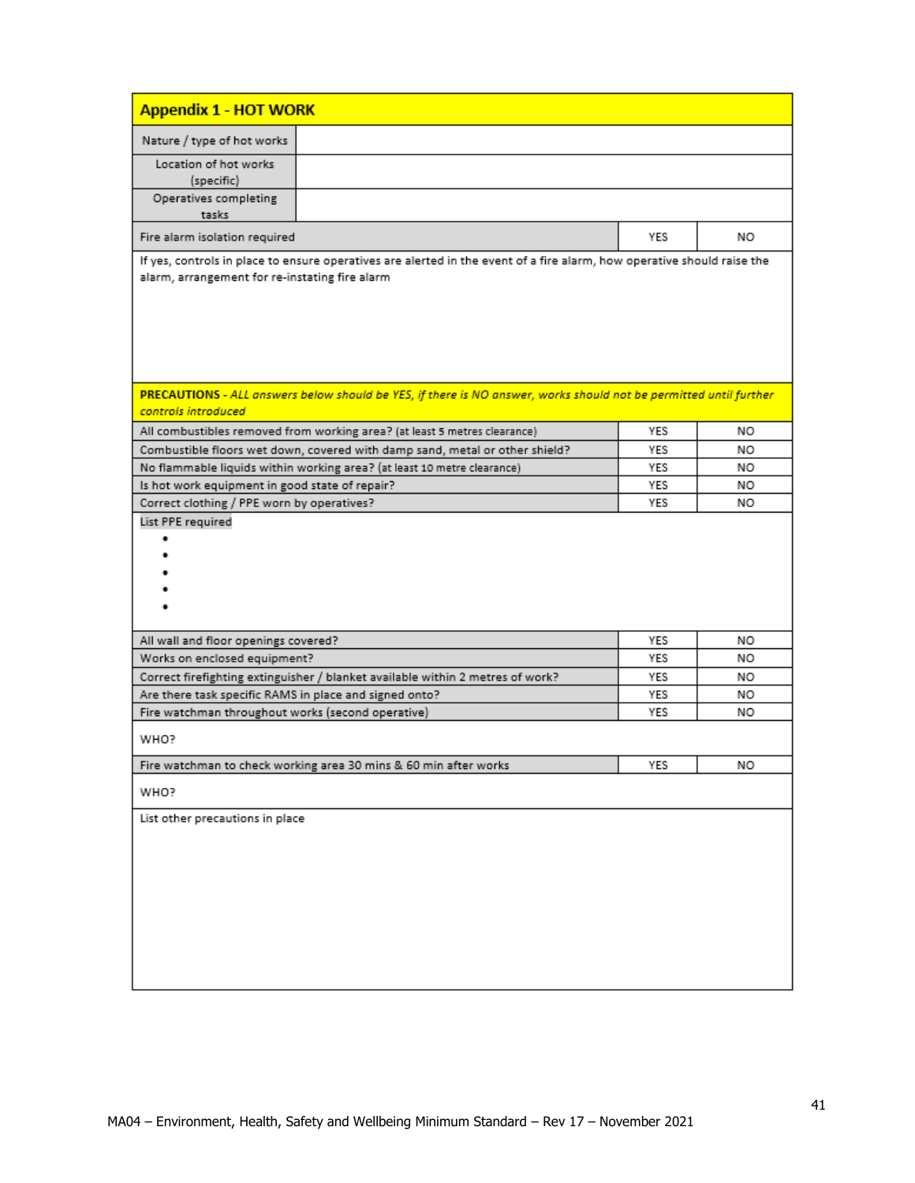## Appendix 1 - HOT WORK

| | | |
|---|---|---|
| Nature / type of hot works | | |
| Location of hot works (specific) | | |
| Operatives completing tasks | | |
| Fire alarm isolation required | YES | NO |

If yes, controls in place to ensure operatives are alerted in the event of a fire alarm, how operative should raise the alarm, arrangement for re-instating fire alarm

**PRECAUTIONS** - *ALL answers below should be YES, if there is NO answer, works should not be permitted until further controls introduced*

| | | |
|---|---|---|
| All combustibles removed from working area? (at least 5 metres clearance) | YES | NO |
| Combustible floors wet down, covered with damp sand, metal or other shield? | YES | NO |
| No flammable liquids within working area? (at least 10 metre clearance) | YES | NO |
| Is hot work equipment in good state of repair? | YES | NO |
| Correct clothing / PPE worn by operatives? | YES | NO |

List PPE required

- 
- 
- 
- 
- 

| | | |
|---|---|---|
| All wall and floor openings covered? | YES | NO |
| Works on enclosed equipment? | YES | NO |
| Correct firefighting extinguisher / blanket available within 2 metres of work? | YES | NO |
| Are there task specific RAMS in place and signed onto? | YES | NO |
| Fire watchman throughout works (second operative) | YES | NO |

WHO?

| | | |
|---|---|---|
| Fire watchman to check working area 30 mins & 60 min after works | YES | NO |

WHO?

List other precautions in place

MA04 – Environment, Health, Safety and Wellbeing Minimum Standard – Rev 17 – November 2021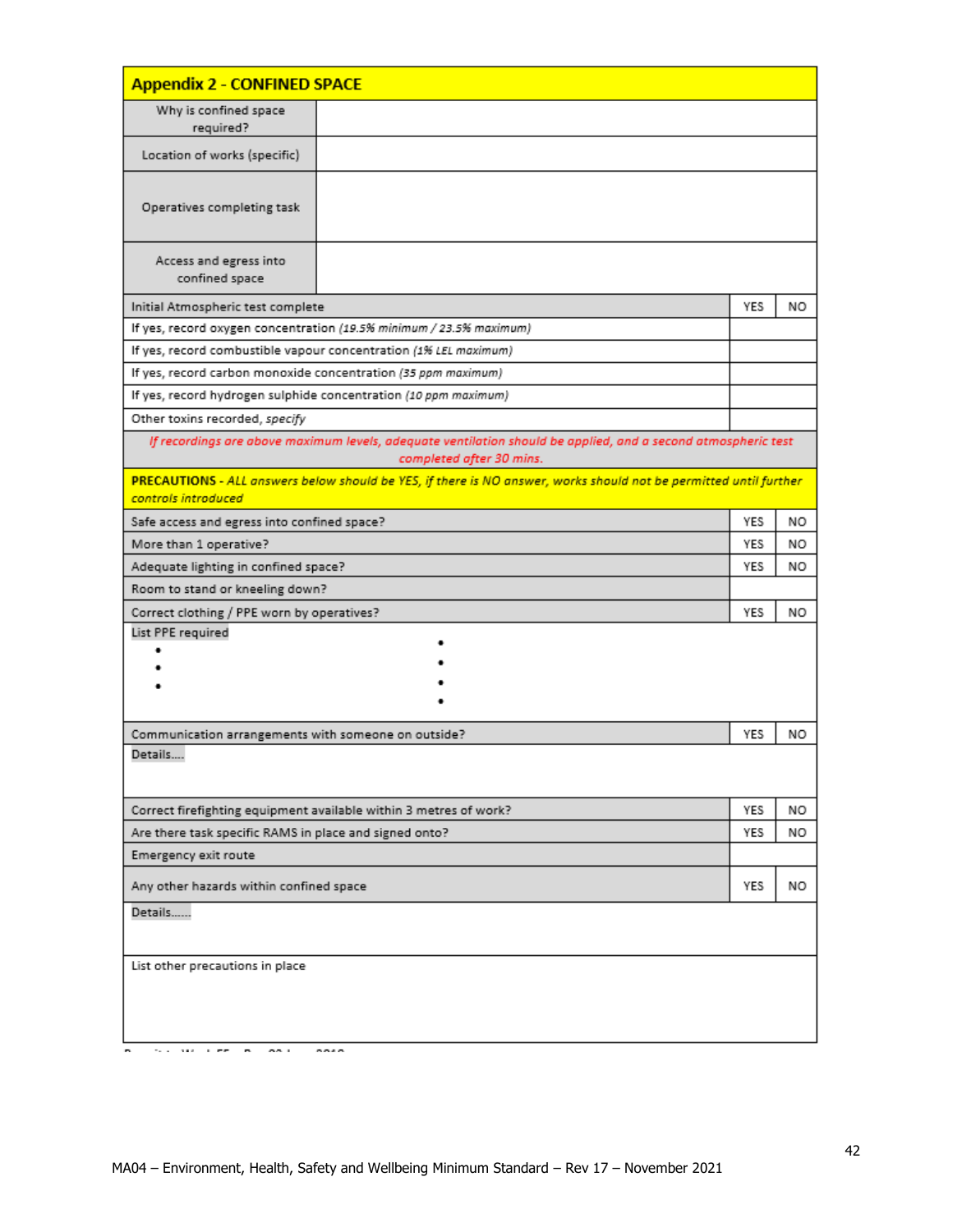| **Appendix 2 - CONFINED SPACE** | | |
|---|---|---|
| Why is confined space required? | | |
| Location of works (specific) | | |
| Operatives completing task | | |
| Access and egress into confined space | | |
| Initial Atmospheric test complete | YES | NO |
| If yes, record oxygen concentration *(19.5% minimum / 23.5% maximum)* | | |
| If yes, record combustible vapour concentration *(1% LEL maximum)* | | |
| If yes, record carbon monoxide concentration *(35 ppm maximum)* | | |
| If yes, record hydrogen sulphide concentration *(10 ppm maximum)* | | |
| Other toxins recorded, *specify* | | |
| *If recordings are above maximum levels, adequate ventilation should be applied, and a second atmospheric test completed after 30 mins.* | | |
| **PRECAUTIONS** - *ALL answers below should be YES, if there is NO answer, works should not be permitted until further controls introduced* | | |
| Safe access and egress into confined space? | YES | NO |
| More than 1 operative? | YES | NO |
| Adequate lighting in confined space? | YES | NO |
| Room to stand or kneeling down? | | |
| Correct clothing / PPE worn by operatives? | YES | NO |
| List PPE required<br>•<br>•<br>•<br>•<br>•<br>•<br>• | | |
| Communication arrangements with someone on outside? | YES | NO |
| Details.... | | |
| Correct firefighting equipment available within 3 metres of work? | YES | NO |
| Are there task specific RAMS in place and signed onto? | YES | NO |
| Emergency exit route | | |
| Any other hazards within confined space | YES | NO |
| Details...... | | |
| List other precautions in place | | |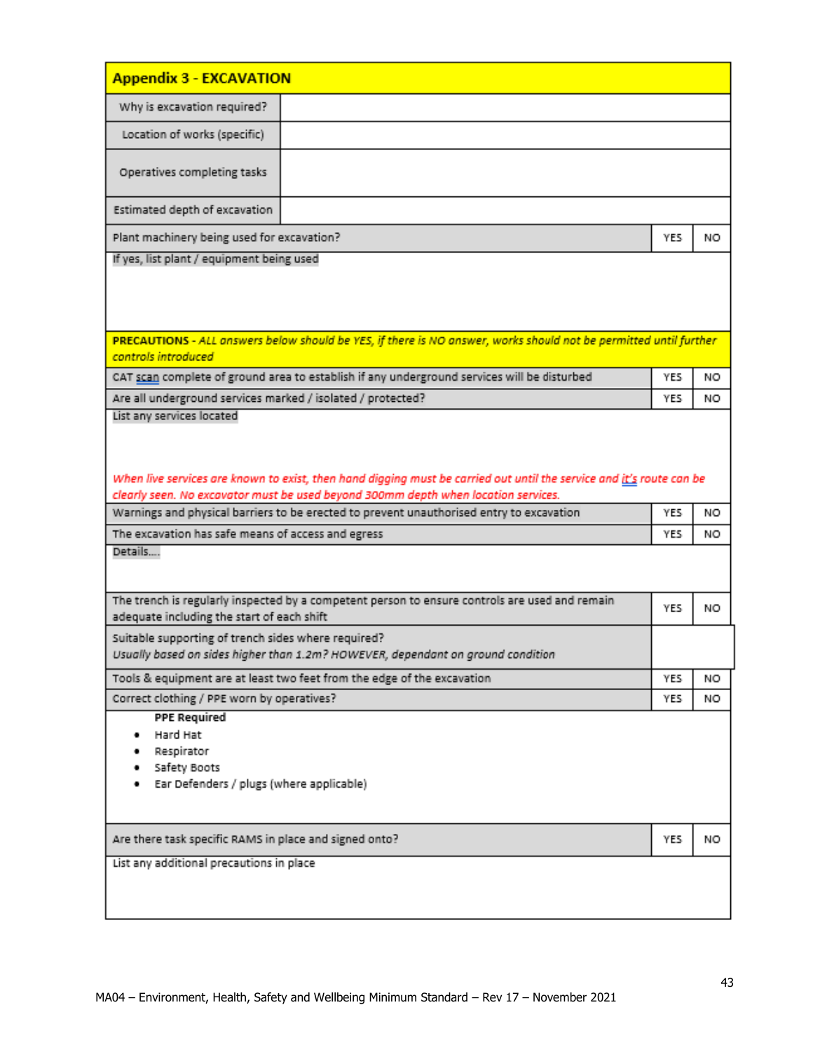## Appendix 3 - EXCAVATION

| | | | |
|---|---|---|---|
| Why is excavation required? | | | |
| Location of works (specific) | | | |
| Operatives completing tasks | | | |
| Estimated depth of excavation | | | |
| Plant machinery being used for excavation? | | YES | NO |
| If yes, list plant / equipment being used | | | |
| **PRECAUTIONS** - *ALL answers below should be YES, if there is NO answer, works should not be permitted until further controls introduced* | | | |
| CAT scan complete of ground area to establish if any underground services will be disturbed | | YES | NO |
| Are all underground services marked / isolated / protected? | | YES | NO |
| List any services located<br><br>*When live services are known to exist, then hand digging must be carried out until the service and it's route can be clearly seen. No excavator must be used beyond 300mm depth when location services.* | | | |
| Warnings and physical barriers to be erected to prevent unauthorised entry to excavation | | YES | NO |
| The excavation has safe means of access and egress | | YES | NO |
| Details.... | | | |
| The trench is regularly inspected by a competent person to ensure controls are used and remain adequate including the start of each shift | | YES | NO |
| Suitable supporting of trench sides where required?<br>*Usually based on sides higher than 1.2m? HOWEVER, dependant on ground condition* | | | |
| Tools & equipment are at least two feet from the edge of the excavation | | YES | NO |
| Correct clothing / PPE worn by operatives? | | YES | NO |
| **PPE Required**<br>• Hard Hat<br>• Respirator<br>• Safety Boots<br>• Ear Defenders / plugs (where applicable) | | | |
| Are there task specific RAMS in place and signed onto? | | YES | NO |
| List any additional precautions in place | | | |

MA04 – Environment, Health, Safety and Wellbeing Minimum Standard – Rev 17 – November 2021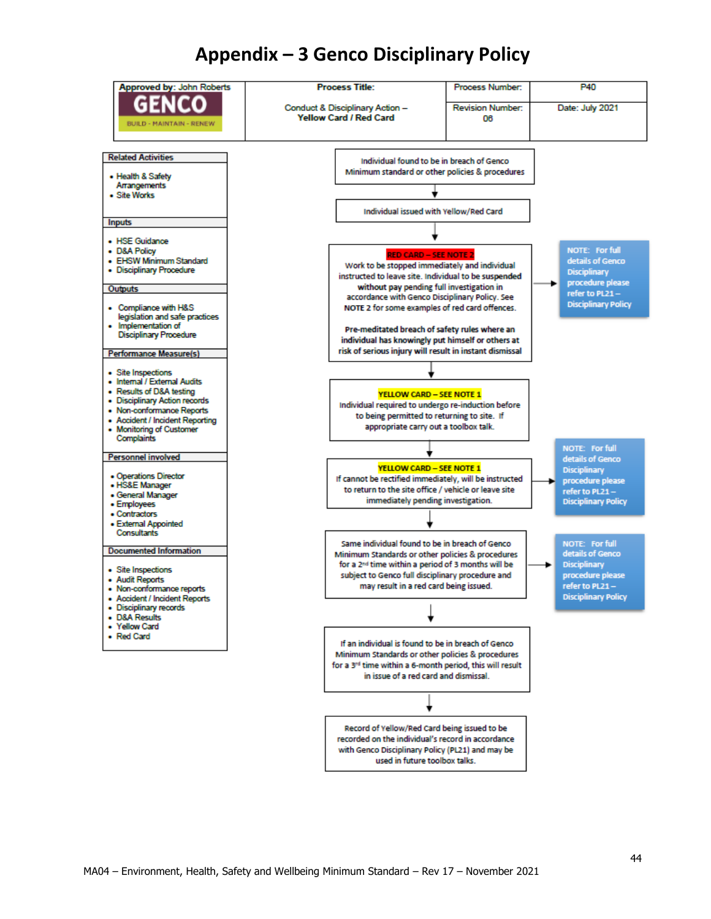# Appendix – 3 Genco Disciplinary Policy

| Approved by: John Roberts | Process Title: | Process Number: | P40 |
|---|---|---|---|
| GENCO BUILD - MAINTAIN - RENEW | Conduct & Disciplinary Action – **Yellow Card / Red Card** | Revision Number: 06 | Date: July 2021 |

**Related Activities**

- Health & Safety Arrangements
- Site Works

**Inputs**

- HSE Guidance
- D&A Policy
- EHSW Minimum Standard
- Disciplinary Procedure

**Outputs**

- Compliance with H&S legislation and safe practices
- Implementation of Disciplinary Procedure

**Performance Measure(s)**

- Site Inspections
- Internal / External Audits
- Results of D&A testing
- Disciplinary Action records
- Non-conformance Reports
- Accident / Incident Reporting
- Monitoring of Customer Complaints

**Personnel involved**

- Operations Director
- HS&E Manager
- General Manager
- Employees
- Contractors
- External Appointed Consultants

**Documented Information**

- Site Inspections
- Audit Reports
- Non-conformance reports
- Accident / Incident Reports
- Disciplinary records
- D&A Results
- Yellow Card
- Red Card

---

Individual found to be in breach of Genco Minimum standard or other policies & procedures

↓

Individual issued with Yellow/Red Card

↓

**RED CARD – SEE NOTE 2**
Work to be stopped immediately and individual instructed to leave site. Individual to be suspended without pay pending full investigation in accordance with Genco Disciplinary Policy. See NOTE 2 for some examples of red card offences.

**Pre-meditated breach of safety rules where an individual has knowingly put himself or others at risk of serious injury will result in instant dismissal**

→ NOTE: For full details of Genco Disciplinary procedure please refer to PL21 – Disciplinary Policy

↓

**YELLOW CARD – SEE NOTE 1**
Individual required to undergo re-induction before to being permitted to returning to site. If appropriate carry out a toolbox talk.

↓

**YELLOW CARD – SEE NOTE 1**
If cannot be rectified immediately, will be instructed to return to the site office / vehicle or leave site immediately pending investigation.

→ NOTE: For full details of Genco Disciplinary procedure please refer to PL21 – Disciplinary Policy

↓

Same individual found to be in breach of Genco Minimum Standards or other policies & procedures for a 2nd time within a period of 3 months will be subject to Genco full disciplinary procedure and may result in a red card being issued.

→ NOTE: For full details of Genco Disciplinary procedure please refer to PL21 – Disciplinary Policy

↓

If an individual is found to be in breach of Genco Minimum Standards or other policies & procedures for a 3rd time within a 6-month period, this will result in issue of a red card and dismissal.

↓

Record of Yellow/Red Card being issued to be recorded on the individual's record in accordance with Genco Disciplinary Policy (PL21) and may be used in future toolbox talks.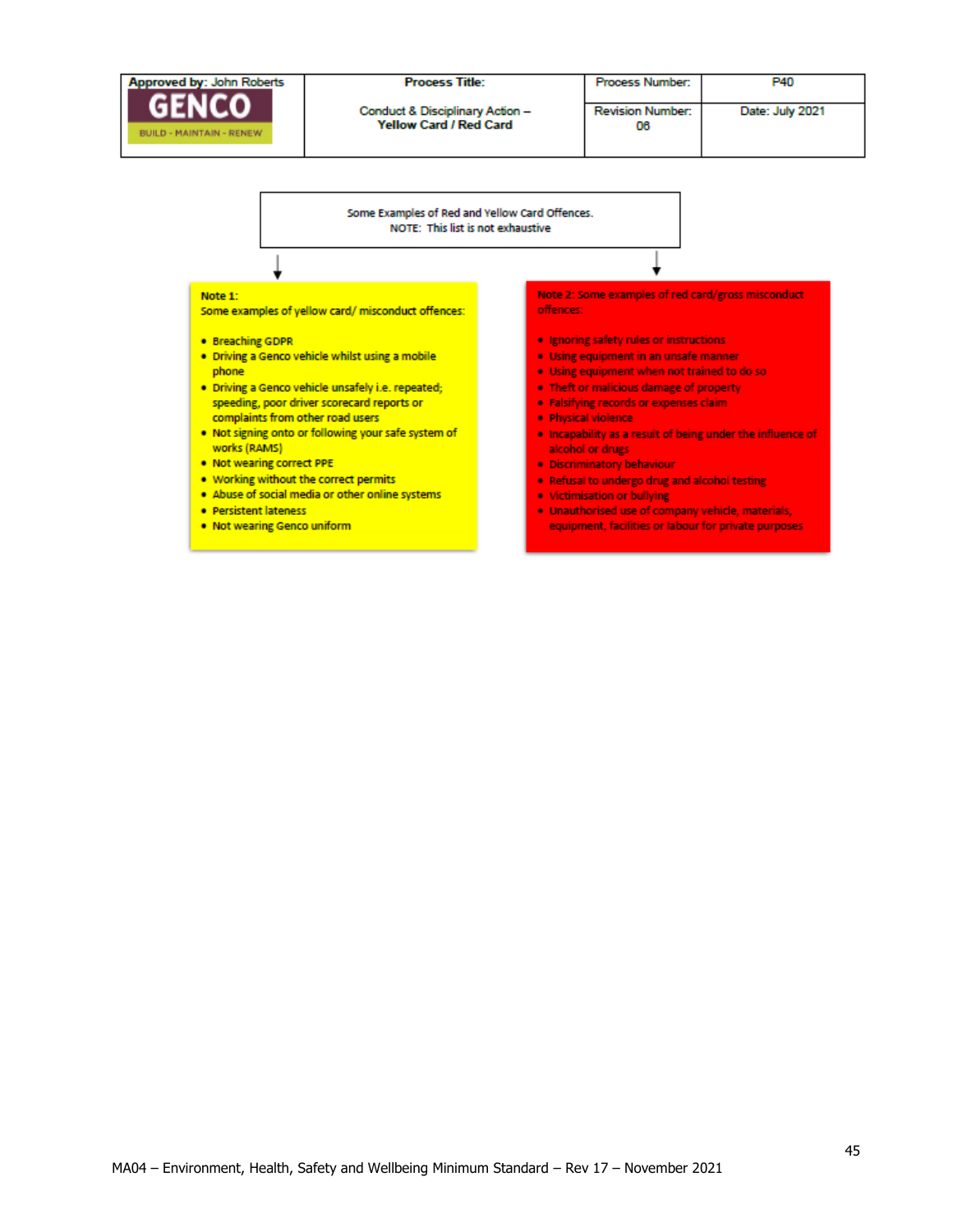| Approved by: John Roberts | Process Title: | Process Number: | P40 |
|---|---|---|---|
| GENCO BUILD - MAINTAIN - RENEW | Conduct & Disciplinary Action – **Yellow Card / Red Card** | Revision Number: 06 | Date: July 2021 |

Some Examples of Red and Yellow Card Offences.
NOTE: This list is not exhaustive

**Note 1:**
Some examples of yellow card/ misconduct offences:

- Breaching GDPR
- Driving a Genco vehicle whilst using a mobile phone
- Driving a Genco vehicle unsafely i.e. repeated; speeding, poor driver scorecard reports or complaints from other road users
- Not signing onto or following your safe system of works (RAMS)
- Not wearing correct PPE
- Working without the correct permits
- Abuse of social media or other online systems
- Persistent lateness
- Not wearing Genco uniform

**Note 2:** Some examples of red card/gross misconduct offences:

- Ignoring safety rules or instructions
- Using equipment in an unsafe manner
- Using equipment when not trained to do so
- Theft or malicious damage of property
- Falsifying records or expenses claim
- Physical violence
- Incapability as a result of being under the influence of alcohol or drugs
- Discriminatory behaviour
- Refusal to undergo drug and alcohol testing
- Victimisation or bullying
- Unauthorised use of company vehicle, materials, equipment, facilities or labour for private purposes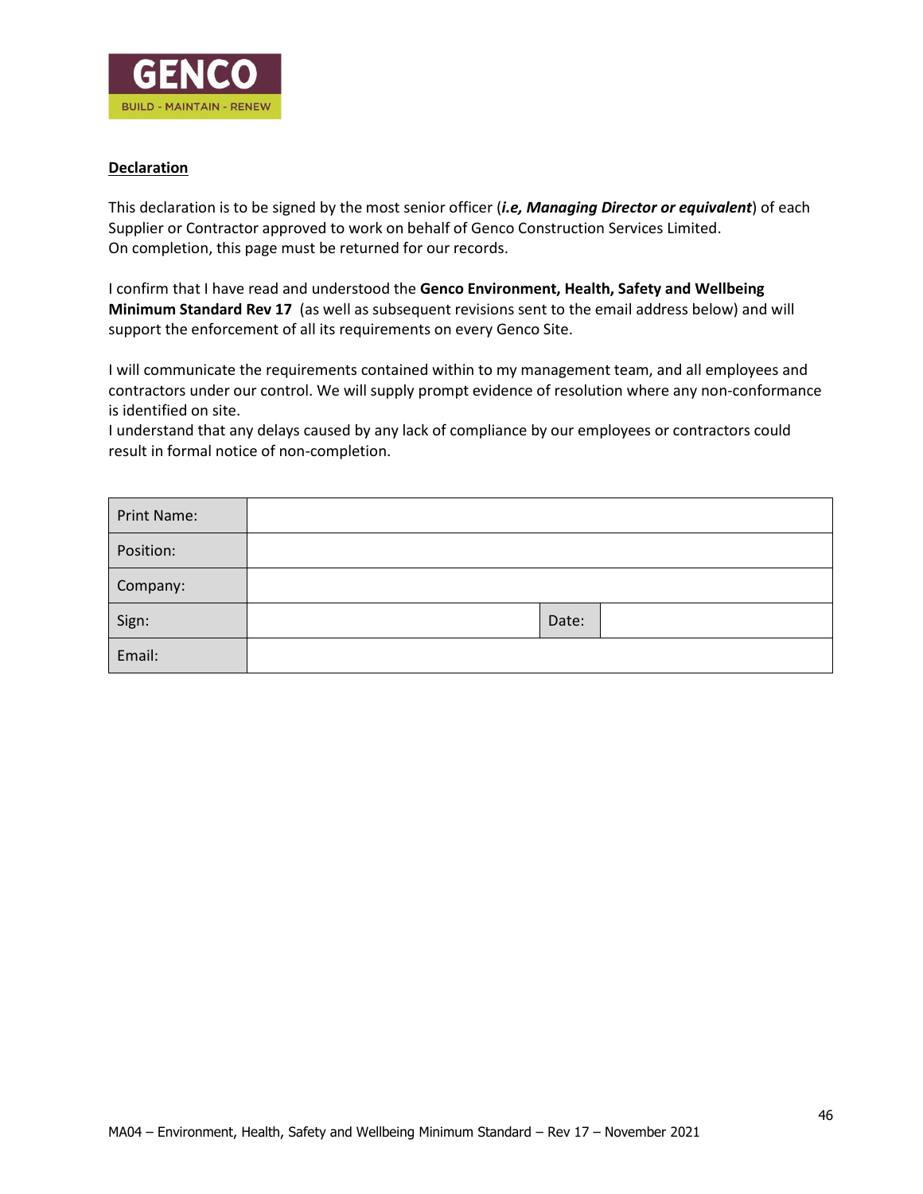**Declaration**

This declaration is to be signed by the most senior officer (***i.e, Managing Director or equivalent***) of each Supplier or Contractor approved to work on behalf of Genco Construction Services Limited.
On completion, this page must be returned for our records.

I confirm that I have read and understood the **Genco Environment, Health, Safety and Wellbeing Minimum Standard Rev 17** (as well as subsequent revisions sent to the email address below) and will support the enforcement of all its requirements on every Genco Site.

I will communicate the requirements contained within to my management team, and all employees and contractors under our control. We will supply prompt evidence of resolution where any non-conformance is identified on site.
I understand that any delays caused by any lack of compliance by our employees or contractors could result in formal notice of non-completion.

| | | | |
|---|---|---|---|
| Print Name: | | | |
| Position: | | | |
| Company: | | | |
| Sign: | | Date: | |
| Email: | | | |